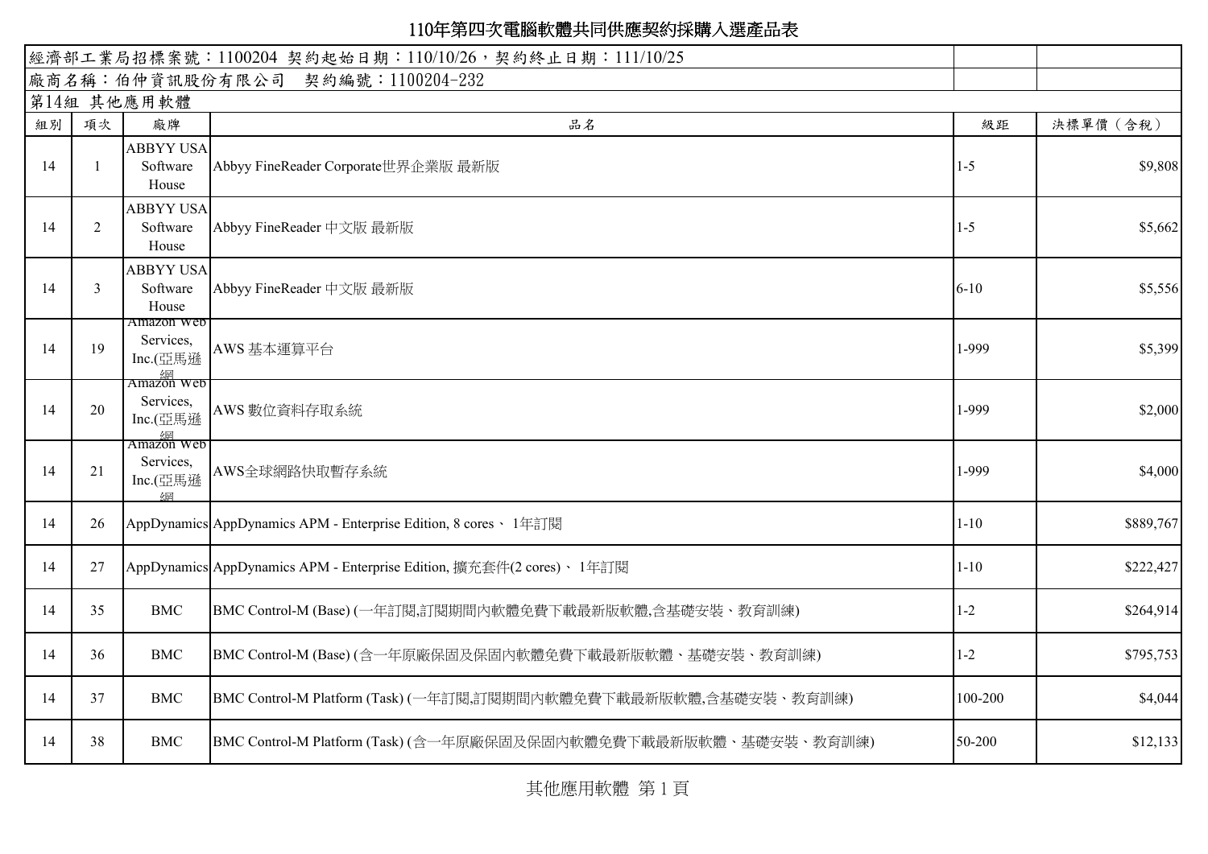# 110年第四次電腦軟體共同供應契約採購入選產品表

經濟部工業局招標案號：1100204 契約起始日期：110/10/26，契約終止日期：111/10/25

廠商名稱：伯仲資訊股份有限公司　契約編號：1100204-232

第14組 其他應用軟體

| 組別 | 項次 | 廠牌 | 品名 | 級距 | 決標單價（含稅） |
|---|---|---|---|---|---|
| 14 | 1 | ABBYY USA Software House | Abbyy FineReader Corporate世界企業版 最新版 | 1-5 | $9,808 |
| 14 | 2 | ABBYY USA Software House | Abbyy FineReader 中文版 最新版 | 1-5 | $5,662 |
| 14 | 3 | ABBYY USA Software House | Abbyy FineReader 中文版 最新版 | 6-10 | $5,556 |
| 14 | 19 | Amazon Web Services, Inc.(亞馬遜網 | AWS 基本運算平台 | 1-999 | $5,399 |
| 14 | 20 | Amazon Web Services, Inc.(亞馬遜網 | AWS 數位資料存取系統 | 1-999 | $2,000 |
| 14 | 21 | Amazon Web Services, Inc.(亞馬遜網 | AWS全球網路快取暫存系統 | 1-999 | $4,000 |
| 14 | 26 | AppDynamics | AppDynamics APM - Enterprise Edition, 8 cores、 1年訂閱 | 1-10 | $889,767 |
| 14 | 27 | AppDynamics | AppDynamics APM - Enterprise Edition, 擴充套件(2 cores)、 1年訂閱 | 1-10 | $222,427 |
| 14 | 35 | BMC | BMC Control-M (Base) (一年訂閱,訂閱期間內軟體免費下載最新版軟體,含基礎安裝、教育訓練) | 1-2 | $264,914 |
| 14 | 36 | BMC | BMC Control-M (Base) (含一年原廠保固及保固內軟體免費下載最新版軟體、基礎安裝、教育訓練) | 1-2 | $795,753 |
| 14 | 37 | BMC | BMC Control-M Platform (Task) (一年訂閱,訂閱期間內軟體免費下載最新版軟體,含基礎安裝、教育訓練) | 100-200 | $4,044 |
| 14 | 38 | BMC | BMC Control-M Platform (Task) (含一年原廠保固及保固內軟體免費下載最新版軟體、基礎安裝、教育訓練) | 50-200 | $12,133 |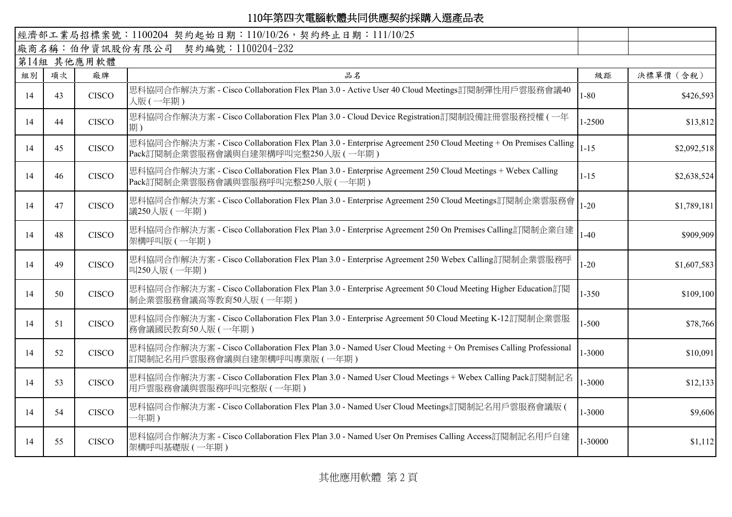# 110年第四次電腦軟體共同供應契約採購入選產品表

| 經濟部工業局招標案號：1100204 契約起始日期：110/10/26，契約終止日期：111/10/25 | | | | | |
|---|---|---|---|---|---|
| 廠商名稱：伯仲資訊股份有限公司　契約編號：1100204-232 | | | | | |
| 第14組 其他應用軟體 | | | | | |
| 組別 | 項次 | 廠牌 | 品名 | 級距 | 決標單價（含稅） |
| 14 | 43 | CISCO | 思科協同合作解決方案 - Cisco Collaboration Flex Plan 3.0 - Active User 40 Cloud Meetings訂閱制彈性用戶雲服務會議40人版 ( 一年期 ) | 1-80 | $426,593 |
| 14 | 44 | CISCO | 思科協同合作解決方案 - Cisco Collaboration Flex Plan 3.0 - Cloud Device Registration訂閱制設備註冊雲服務授權 ( 一年期 ) | 1-2500 | $13,812 |
| 14 | 45 | CISCO | 思科協同合作解決方案 - Cisco Collaboration Flex Plan 3.0 - Enterprise Agreement 250 Cloud Meeting + On Premises Calling Pack訂閱制企業雲服務會議與自建架構呼叫完整250人版 ( 一年期 ) | 1-15 | $2,092,518 |
| 14 | 46 | CISCO | 思科協同合作解決方案 - Cisco Collaboration Flex Plan 3.0 - Enterprise Agreement 250 Cloud Meetings + Webex Calling Pack訂閱制企業雲服務會議與雲服務呼叫完整250人版 ( 一年期 ) | 1-15 | $2,638,524 |
| 14 | 47 | CISCO | 思科協同合作解決方案 - Cisco Collaboration Flex Plan 3.0 - Enterprise Agreement 250 Cloud Meetings訂閱制企業雲服務會議250人版 ( 一年期 ) | 1-20 | $1,789,181 |
| 14 | 48 | CISCO | 思科協同合作解決方案 - Cisco Collaboration Flex Plan 3.0 - Enterprise Agreement 250 On Premises Calling訂閱制企業自建架構呼叫版 ( 一年期 ) | 1-40 | $909,909 |
| 14 | 49 | CISCO | 思科協同合作解決方案 - Cisco Collaboration Flex Plan 3.0 - Enterprise Agreement 250 Webex Calling訂閱制企業雲服務呼叫250人版 ( 一年期 ) | 1-20 | $1,607,583 |
| 14 | 50 | CISCO | 思科協同合作解決方案 - Cisco Collaboration Flex Plan 3.0 - Enterprise Agreement 50 Cloud Meeting Higher Education訂閱制企業雲服務會議高等教育50人版 ( 一年期 ) | 1-350 | $109,100 |
| 14 | 51 | CISCO | 思科協同合作解決方案 - Cisco Collaboration Flex Plan 3.0 - Enterprise Agreement 50 Cloud Meeting K-12訂閱制企業雲服務會議國民教育50人版 ( 一年期 ) | 1-500 | $78,766 |
| 14 | 52 | CISCO | 思科協同合作解決方案 - Cisco Collaboration Flex Plan 3.0 - Named User Cloud Meeting + On Premises Calling Professional訂閱制記名用戶雲服務會議與自建架構呼叫專業版 ( 一年期 ) | 1-3000 | $10,091 |
| 14 | 53 | CISCO | 思科協同合作解決方案 - Cisco Collaboration Flex Plan 3.0 - Named User Cloud Meetings + Webex Calling Pack訂閱制記名用戶雲服務會議與雲服務呼叫完整版 ( 一年期 ) | 1-3000 | $12,133 |
| 14 | 54 | CISCO | 思科協同合作解決方案 - Cisco Collaboration Flex Plan 3.0 - Named User Cloud Meetings訂閱制記名用戶雲服務會議版 ( 一年期 ) | 1-3000 | $9,606 |
| 14 | 55 | CISCO | 思科協同合作解決方案 - Cisco Collaboration Flex Plan 3.0 - Named User On Premises Calling Access訂閱制記名用戶自建架構呼叫基礎版 ( 一年期 ) | 1-30000 | $1,112 |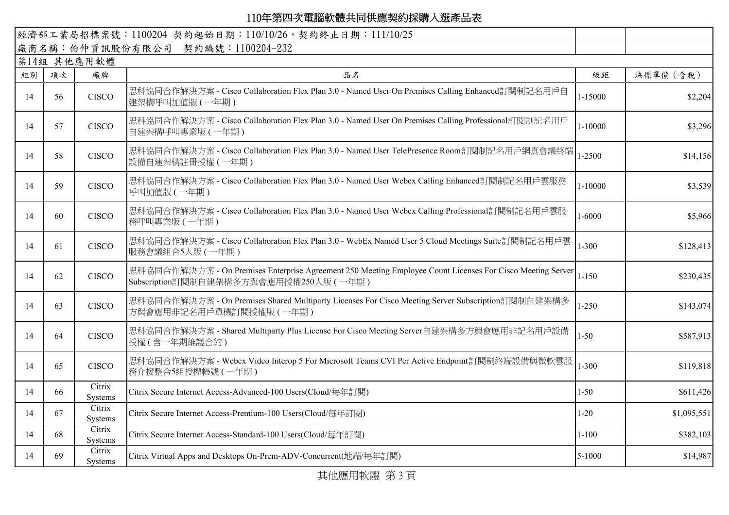# 110年第四次電腦軟體共同供應契約採購入選產品表

經濟部工業局招標案號：1100204 契約起始日期：110/10/26，契約終止日期：111/10/25

廠商名稱：伯仲資訊股份有限公司 契約編號：1100204-232

第14組 其他應用軟體

| 組別 | 項次 | 廠牌 | 品名 | 級距 | 決標單價（含稅） |
|---|---|---|---|---|---|
| 14 | 56 | CISCO | 思科協同合作解決方案 - Cisco Collaboration Flex Plan 3.0 - Named User On Premises Calling Enhanced訂閱制記名用戶自建架構呼叫加值版(一年期) | 1-15000 | $2,204 |
| 14 | 57 | CISCO | 思科協同合作解決方案 - Cisco Collaboration Flex Plan 3.0 - Named User On Premises Calling Professional訂閱制記名用戶自建架構呼叫專業版(一年期) | 1-10000 | $3,296 |
| 14 | 58 | CISCO | 思科協同合作解決方案 - Cisco Collaboration Flex Plan 3.0 - Named User TelePresence Room訂閱制記名用戶網真會議終端設備自建架構註冊授權(一年期) | 1-2500 | $14,156 |
| 14 | 59 | CISCO | 思科協同合作解決方案 - Cisco Collaboration Flex Plan 3.0 - Named User Webex Calling Enhanced訂閱制記名用戶雲服務呼叫加值版(一年期) | 1-10000 | $3,539 |
| 14 | 60 | CISCO | 思科協同合作解決方案 - Cisco Collaboration Flex Plan 3.0 - Named User Webex Calling Professional訂閱制記名用戶雲服務呼叫專業版(一年期) | 1-6000 | $5,966 |
| 14 | 61 | CISCO | 思科協同合作解決方案 - Cisco Collaboration Flex Plan 3.0 - WebEx Named User 5 Cloud Meetings Suite訂閱制記名用戶雲服務會議組合5人版(一年期) | 1-300 | $128,413 |
| 14 | 62 | CISCO | 思科協同合作解決方案 - On Premises Enterprise Agreement 250 Meeting Employee Count Licenses For Cisco Meeting Server Subscription訂閱制自建架構多方與會應用授權250人版(一年期) | 1-150 | $230,435 |
| 14 | 63 | CISCO | 思科協同合作解決方案 - On Premises Shared Multiparty Licenses For Cisco Meeting Server Subscription訂閱制自建架構多方與會應用非記名用戶單機訂閱授權版(一年期) | 1-250 | $143,074 |
| 14 | 64 | CISCO | 思科協同合作解決方案 - Shared Multiparty Plus License For Cisco Meeting Server自建架構多方與會應用非記名用戶設備授權(含一年期維護合約) | 1-50 | $587,913 |
| 14 | 65 | CISCO | 思科協同合作解決方案 - Webex Video Interop 5 For Microsoft Teams CVI Per Active Endpoint訂閱制終端設備與微軟雲服務介接整合5組授權帳號(一年期) | 1-300 | $119,818 |
| 14 | 66 | Citrix Systems | Citrix Secure Internet Access-Advanced-100 Users(Cloud/每年訂閱) | 1-50 | $611,426 |
| 14 | 67 | Citrix Systems | Citrix Secure Internet Access-Premium-100 Users(Cloud/每年訂閱) | 1-20 | $1,095,551 |
| 14 | 68 | Citrix Systems | Citrix Secure Internet Access-Standard-100 Users(Cloud/每年訂閱) | 1-100 | $382,103 |
| 14 | 69 | Citrix Systems | Citrix Virtual Apps and Desktops On-Prem-ADV-Concurrent(地端/每年訂閱) | 5-1000 | $14,987 |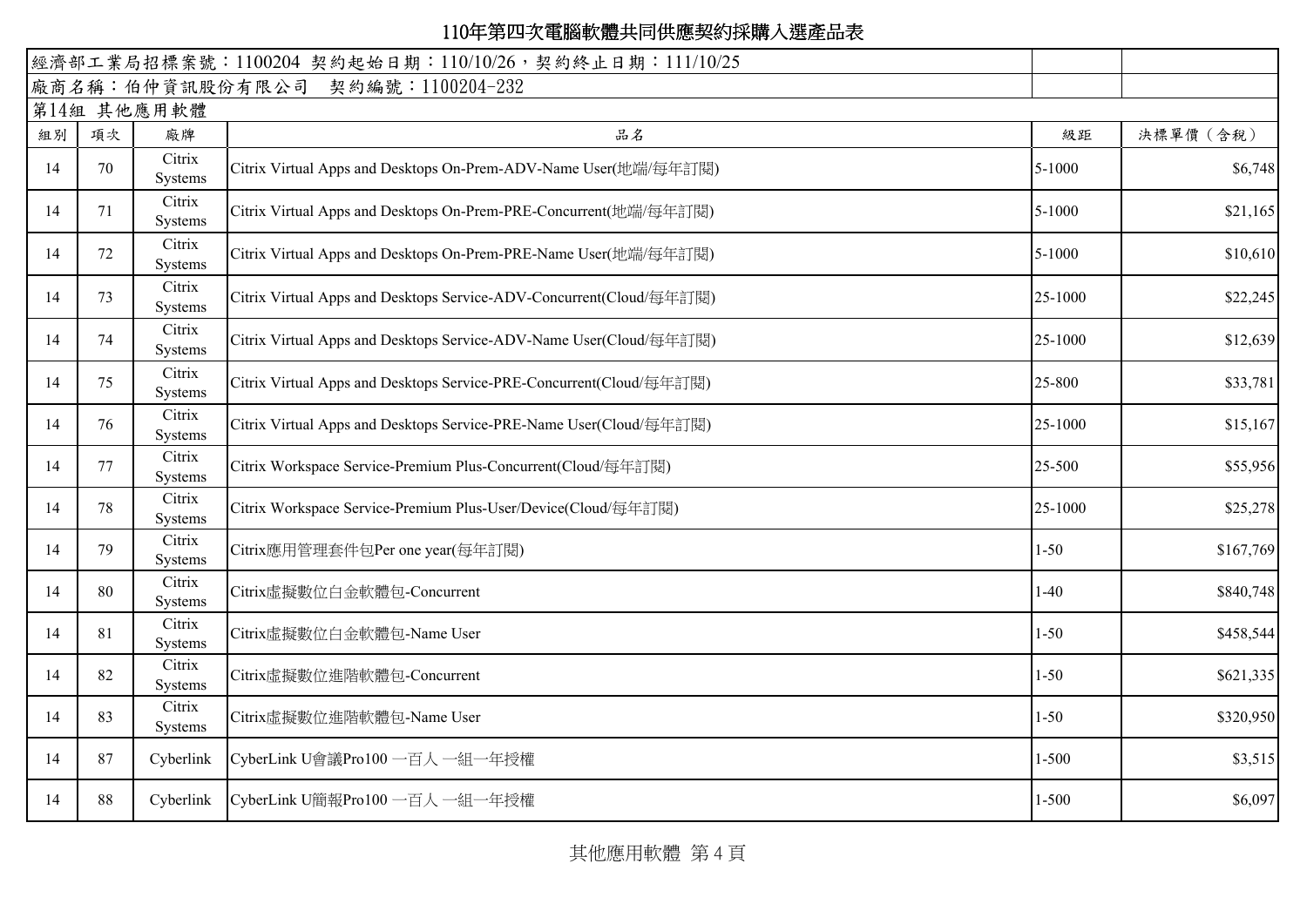# 110年第四次電腦軟體共同供應契約採購入選產品表

經濟部工業局招標案號：1100204 契約起始日期：110/10/26，契約終止日期：111/10/25

廠商名稱：伯仲資訊股份有限公司 契約編號：1100204-232

第14組 其他應用軟體

| 組別 | 項次 | 廠牌 | 品名 | 級距 | 決標單價（含稅） |
|---|---|---|---|---|---|
| 14 | 70 | Citrix Systems | Citrix Virtual Apps and Desktops On-Prem-ADV-Name User(地端/每年訂閱) | 5-1000 | $6,748 |
| 14 | 71 | Citrix Systems | Citrix Virtual Apps and Desktops On-Prem-PRE-Concurrent(地端/每年訂閱) | 5-1000 | $21,165 |
| 14 | 72 | Citrix Systems | Citrix Virtual Apps and Desktops On-Prem-PRE-Name User(地端/每年訂閱) | 5-1000 | $10,610 |
| 14 | 73 | Citrix Systems | Citrix Virtual Apps and Desktops Service-ADV-Concurrent(Cloud/每年訂閱) | 25-1000 | $22,245 |
| 14 | 74 | Citrix Systems | Citrix Virtual Apps and Desktops Service-ADV-Name User(Cloud/每年訂閱) | 25-1000 | $12,639 |
| 14 | 75 | Citrix Systems | Citrix Virtual Apps and Desktops Service-PRE-Concurrent(Cloud/每年訂閱) | 25-800 | $33,781 |
| 14 | 76 | Citrix Systems | Citrix Virtual Apps and Desktops Service-PRE-Name User(Cloud/每年訂閱) | 25-1000 | $15,167 |
| 14 | 77 | Citrix Systems | Citrix Workspace Service-Premium Plus-Concurrent(Cloud/每年訂閱) | 25-500 | $55,956 |
| 14 | 78 | Citrix Systems | Citrix Workspace Service-Premium Plus-User/Device(Cloud/每年訂閱) | 25-1000 | $25,278 |
| 14 | 79 | Citrix Systems | Citrix應用管理套件包Per one year(每年訂閱) | 1-50 | $167,769 |
| 14 | 80 | Citrix Systems | Citrix虛擬數位白金軟體包-Concurrent | 1-40 | $840,748 |
| 14 | 81 | Citrix Systems | Citrix虛擬數位白金軟體包-Name User | 1-50 | $458,544 |
| 14 | 82 | Citrix Systems | Citrix虛擬數位進階軟體包-Concurrent | 1-50 | $621,335 |
| 14 | 83 | Citrix Systems | Citrix虛擬數位進階軟體包-Name User | 1-50 | $320,950 |
| 14 | 87 | Cyberlink | CyberLink U會議Pro100 一百人 一組一年授權 | 1-500 | $3,515 |
| 14 | 88 | Cyberlink | CyberLink U簡報Pro100 一百人 一組一年授權 | 1-500 | $6,097 |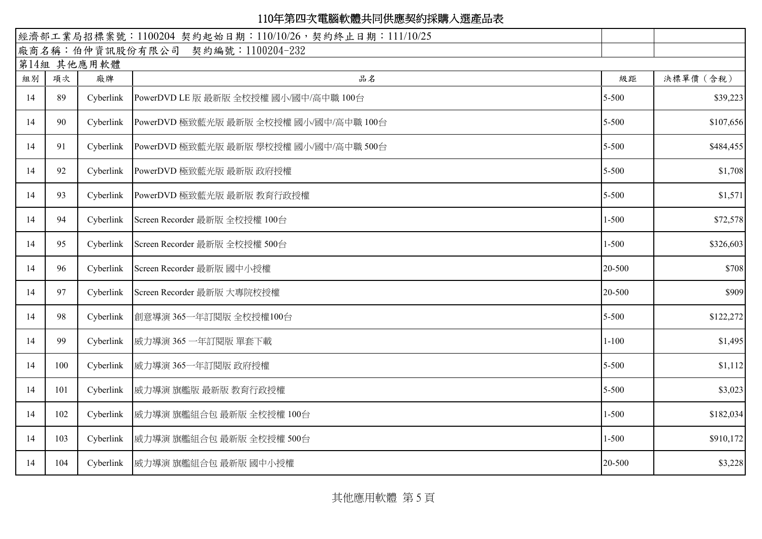# 110年第四次電腦軟體共同供應契約採購入選產品表

| 經濟部工業局招標案號：1100204 契約起始日期：110/10/26，契約終止日期：111/10/25 | | | | | |
|---|---|---|---|---|---|
| 廠商名稱：伯仲資訊股份有限公司　契約編號：1100204-232 | | | | | |
| 第14組 其他應用軟體 | | | | | |
| 組別 | 項次 | 廠牌 | 品名 | 級距 | 決標單價（含稅） |
| 14 | 89 | Cyberlink | PowerDVD LE 版 最新版 全校授權 國小/國中/高中職 100台 | 5-500 | $39,223 |
| 14 | 90 | Cyberlink | PowerDVD 極致藍光版 最新版 全校授權 國小/國中/高中職 100台 | 5-500 | $107,656 |
| 14 | 91 | Cyberlink | PowerDVD 極致藍光版 最新版 學校授權 國小/國中/高中職 500台 | 5-500 | $484,455 |
| 14 | 92 | Cyberlink | PowerDVD 極致藍光版 最新版 政府授權 | 5-500 | $1,708 |
| 14 | 93 | Cyberlink | PowerDVD 極致藍光版 最新版 教育行政授權 | 5-500 | $1,571 |
| 14 | 94 | Cyberlink | Screen Recorder 最新版 全校授權 100台 | 1-500 | $72,578 |
| 14 | 95 | Cyberlink | Screen Recorder 最新版 全校授權 500台 | 1-500 | $326,603 |
| 14 | 96 | Cyberlink | Screen Recorder 最新版 國中小授權 | 20-500 | $708 |
| 14 | 97 | Cyberlink | Screen Recorder 最新版 大專院校授權 | 20-500 | $909 |
| 14 | 98 | Cyberlink | 創意導演 365一年訂閱版 全校授權100台 | 5-500 | $122,272 |
| 14 | 99 | Cyberlink | 威力導演 365 一年訂閱版 單套下載 | 1-100 | $1,495 |
| 14 | 100 | Cyberlink | 威力導演 365一年訂閱版 政府授權 | 5-500 | $1,112 |
| 14 | 101 | Cyberlink | 威力導演 旗艦版 最新版 教育行政授權 | 5-500 | $3,023 |
| 14 | 102 | Cyberlink | 威力導演 旗艦組合包 最新版 全校授權 100台 | 1-500 | $182,034 |
| 14 | 103 | Cyberlink | 威力導演 旗艦組合包 最新版 全校授權 500台 | 1-500 | $910,172 |
| 14 | 104 | Cyberlink | 威力導演 旗艦組合包 最新版 國中小授權 | 20-500 | $3,228 |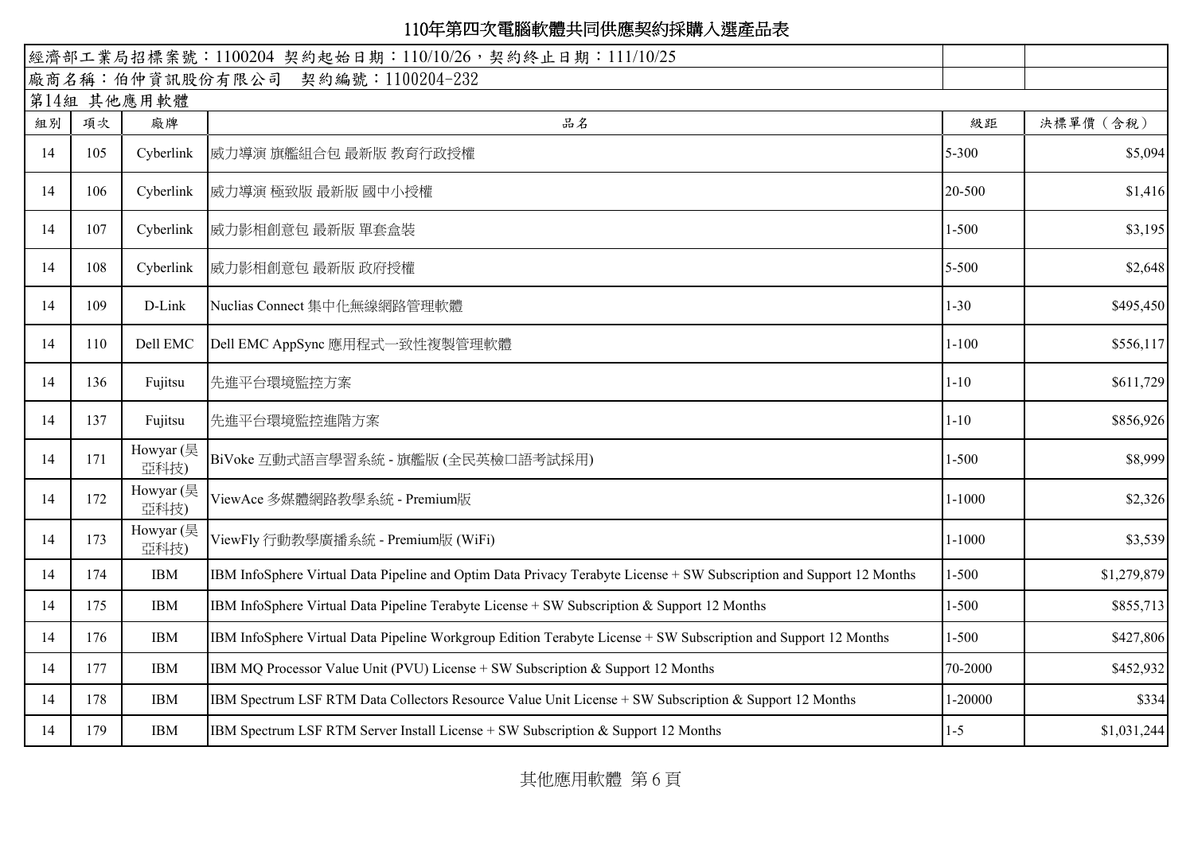# 110年第四次電腦軟體共同供應契約採購入選產品表

經濟部工業局招標案號：1100204 契約起始日期：110/10/26，契約終止日期：111/10/25

廠商名稱：伯仲資訊股份有限公司　契約編號：1100204-232

第14組 其他應用軟體

| 組別 | 項次 | 廠牌 | 品名 | 級距 | 決標單價（含稅） |
|---|---|---|---|---|---|
| 14 | 105 | Cyberlink | 威力導演 旗艦組合包 最新版 教育行政授權 | 5-300 | $5,094 |
| 14 | 106 | Cyberlink | 威力導演 極致版 最新版 國中小授權 | 20-500 | $1,416 |
| 14 | 107 | Cyberlink | 威力影相創意包 最新版 單套盒裝 | 1-500 | $3,195 |
| 14 | 108 | Cyberlink | 威力影相創意包 最新版 政府授權 | 5-500 | $2,648 |
| 14 | 109 | D-Link | Nuclias Connect 集中化無線網路管理軟體 | 1-30 | $495,450 |
| 14 | 110 | Dell EMC | Dell EMC AppSync 應用程式一致性複製管理軟體 | 1-100 | $556,117 |
| 14 | 136 | Fujitsu | 先進平台環境監控方案 | 1-10 | $611,729 |
| 14 | 137 | Fujitsu | 先進平台環境監控進階方案 | 1-10 | $856,926 |
| 14 | 171 | Howyar (昊亞科技) | BiVoke 互動式語言學習系統 - 旗艦版 (全民英檢口語考試採用) | 1-500 | $8,999 |
| 14 | 172 | Howyar (昊亞科技) | ViewAce 多媒體網路教學系統 - Premium版 | 1-1000 | $2,326 |
| 14 | 173 | Howyar (昊亞科技) | ViewFly 行動教學廣播系統 - Premium版 (WiFi) | 1-1000 | $3,539 |
| 14 | 174 | IBM | IBM InfoSphere Virtual Data Pipeline and Optim Data Privacy Terabyte License + SW Subscription and Support 12 Months | 1-500 | $1,279,879 |
| 14 | 175 | IBM | IBM InfoSphere Virtual Data Pipeline Terabyte License + SW Subscription & Support 12 Months | 1-500 | $855,713 |
| 14 | 176 | IBM | IBM InfoSphere Virtual Data Pipeline Workgroup Edition Terabyte License + SW Subscription and Support 12 Months | 1-500 | $427,806 |
| 14 | 177 | IBM | IBM MQ Processor Value Unit (PVU) License + SW Subscription & Support 12 Months | 70-2000 | $452,932 |
| 14 | 178 | IBM | IBM Spectrum LSF RTM Data Collectors Resource Value Unit License + SW Subscription & Support 12 Months | 1-20000 | $334 |
| 14 | 179 | IBM | IBM Spectrum LSF RTM Server Install License + SW Subscription & Support 12 Months | 1-5 | $1,031,244 |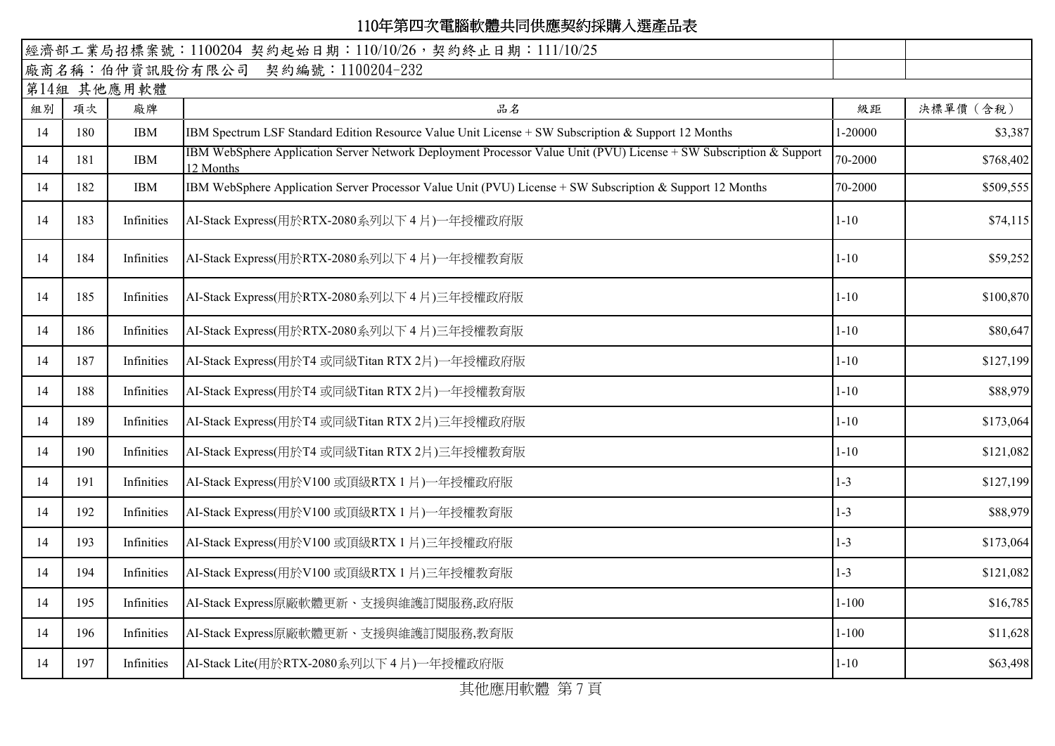# 110年第四次電腦軟體共同供應契約採購入選產品表

| 經濟部工業局招標案號：1100204 契約起始日期：110/10/26，契約終止日期：111/10/25 | | | | | |
|---|---|---|---|---|---|
| 廠商名稱：伯仲資訊股份有限公司 契約編號：1100204-232 | | | | | |
| 第14組 其他應用軟體 | | | | | |
| 組別 | 項次 | 廠牌 | 品名 | 級距 | 決標單價（含稅） |
| 14 | 180 | IBM | IBM Spectrum LSF Standard Edition Resource Value Unit License + SW Subscription & Support 12 Months | 1-20000 | $3,387 |
| 14 | 181 | IBM | IBM WebSphere Application Server Network Deployment Processor Value Unit (PVU) License + SW Subscription & Support 12 Months | 70-2000 | $768,402 |
| 14 | 182 | IBM | IBM WebSphere Application Server Processor Value Unit (PVU) License + SW Subscription & Support 12 Months | 70-2000 | $509,555 |
| 14 | 183 | Infinities | AI-Stack Express(用於RTX-2080系列以下 4 片)一年授權政府版 | 1-10 | $74,115 |
| 14 | 184 | Infinities | AI-Stack Express(用於RTX-2080系列以下 4 片)一年授權教育版 | 1-10 | $59,252 |
| 14 | 185 | Infinities | AI-Stack Express(用於RTX-2080系列以下 4 片)三年授權政府版 | 1-10 | $100,870 |
| 14 | 186 | Infinities | AI-Stack Express(用於RTX-2080系列以下 4 片)三年授權教育版 | 1-10 | $80,647 |
| 14 | 187 | Infinities | AI-Stack Express(用於T4 或同級Titan RTX 2片)一年授權政府版 | 1-10 | $127,199 |
| 14 | 188 | Infinities | AI-Stack Express(用於T4 或同級Titan RTX 2片)一年授權教育版 | 1-10 | $88,979 |
| 14 | 189 | Infinities | AI-Stack Express(用於T4 或同級Titan RTX 2片)三年授權政府版 | 1-10 | $173,064 |
| 14 | 190 | Infinities | AI-Stack Express(用於T4 或同級Titan RTX 2片)三年授權教育版 | 1-10 | $121,082 |
| 14 | 191 | Infinities | AI-Stack Express(用於V100 或頂級RTX 1 片)一年授權政府版 | 1-3 | $127,199 |
| 14 | 192 | Infinities | AI-Stack Express(用於V100 或頂級RTX 1 片)一年授權教育版 | 1-3 | $88,979 |
| 14 | 193 | Infinities | AI-Stack Express(用於V100 或頂級RTX 1 片)三年授權政府版 | 1-3 | $173,064 |
| 14 | 194 | Infinities | AI-Stack Express(用於V100 或頂級RTX 1 片)三年授權教育版 | 1-3 | $121,082 |
| 14 | 195 | Infinities | AI-Stack Express原廠軟體更新、支援與維護訂閱服務,政府版 | 1-100 | $16,785 |
| 14 | 196 | Infinities | AI-Stack Express原廠軟體更新、支援與維護訂閱服務,教育版 | 1-100 | $11,628 |
| 14 | 197 | Infinities | AI-Stack Lite(用於RTX-2080系列以下 4 片)一年授權政府版 | 1-10 | $63,498 |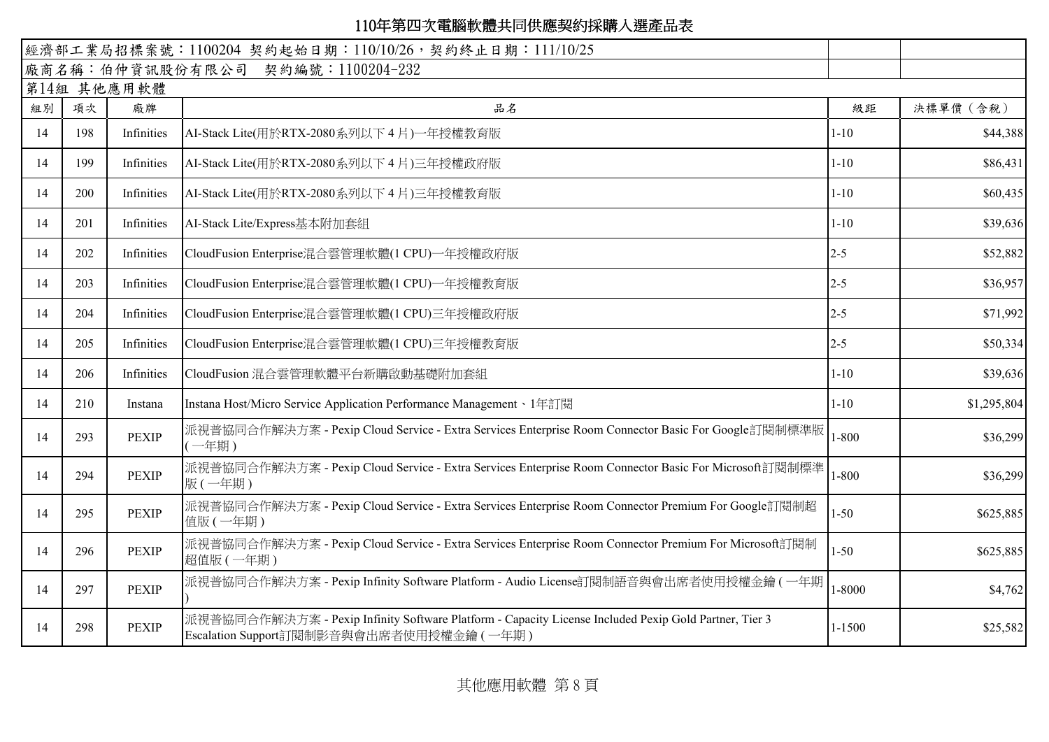# 110年第四次電腦軟體共同供應契約採購入選產品表

| 經濟部工業局招標案號：1100204 契約起始日期：110/10/26，契約終止日期：111/10/25 | | | | | |
|---|---|---|---|---|---|
| 廠商名稱：伯仲資訊股份有限公司　契約編號：1100204-232 | | | | | |
| 第14組 其他應用軟體 | | | | | |

| 組別 | 項次 | 廠牌 | 品名 | 級距 | 決標單價（含稅） |
|---|---|---|---|---|---|
| 14 | 198 | Infinities | AI-Stack Lite(用於RTX-2080系列以下４片)一年授權教育版 | 1-10 | $44,388 |
| 14 | 199 | Infinities | AI-Stack Lite(用於RTX-2080系列以下４片)三年授權政府版 | 1-10 | $86,431 |
| 14 | 200 | Infinities | AI-Stack Lite(用於RTX-2080系列以下４片)三年授權教育版 | 1-10 | $60,435 |
| 14 | 201 | Infinities | AI-Stack Lite/Express基本附加套組 | 1-10 | $39,636 |
| 14 | 202 | Infinities | CloudFusion Enterprise混合雲管理軟體(1 CPU)一年授權政府版 | 2-5 | $52,882 |
| 14 | 203 | Infinities | CloudFusion Enterprise混合雲管理軟體(1 CPU)一年授權教育版 | 2-5 | $36,957 |
| 14 | 204 | Infinities | CloudFusion Enterprise混合雲管理軟體(1 CPU)三年授權政府版 | 2-5 | $71,992 |
| 14 | 205 | Infinities | CloudFusion Enterprise混合雲管理軟體(1 CPU)三年授權教育版 | 2-5 | $50,334 |
| 14 | 206 | Infinities | CloudFusion 混合雲管理軟體平台新購啟動基礎附加套組 | 1-10 | $39,636 |
| 14 | 210 | Instana | Instana Host/Micro Service Application Performance Management、1年訂閱 | 1-10 | $1,295,804 |
| 14 | 293 | PEXIP | 派視普協同合作解決方案 - Pexip Cloud Service - Extra Services Enterprise Room Connector Basic For Google訂閱制標準版(一年期) | 1-800 | $36,299 |
| 14 | 294 | PEXIP | 派視普協同合作解決方案 - Pexip Cloud Service - Extra Services Enterprise Room Connector Basic For Microsoft訂閱制標準版(一年期) | 1-800 | $36,299 |
| 14 | 295 | PEXIP | 派視普協同合作解決方案 - Pexip Cloud Service - Extra Services Enterprise Room Connector Premium For Google訂閱制超值版(一年期) | 1-50 | $625,885 |
| 14 | 296 | PEXIP | 派視普協同合作解決方案 - Pexip Cloud Service - Extra Services Enterprise Room Connector Premium For Microsoft訂閱制超值版(一年期) | 1-50 | $625,885 |
| 14 | 297 | PEXIP | 派視普協同合作解決方案 - Pexip Infinity Software Platform - Audio License訂閱制語音與會出席者使用授權金鑰(一年期) | 1-8000 | $4,762 |
| 14 | 298 | PEXIP | 派視普協同合作解決方案 - Pexip Infinity Software Platform - Capacity License Included Pexip Gold Partner, Tier 3 Escalation Support訂閱制影音與會出席者使用授權金鑰(一年期) | 1-1500 | $25,582 |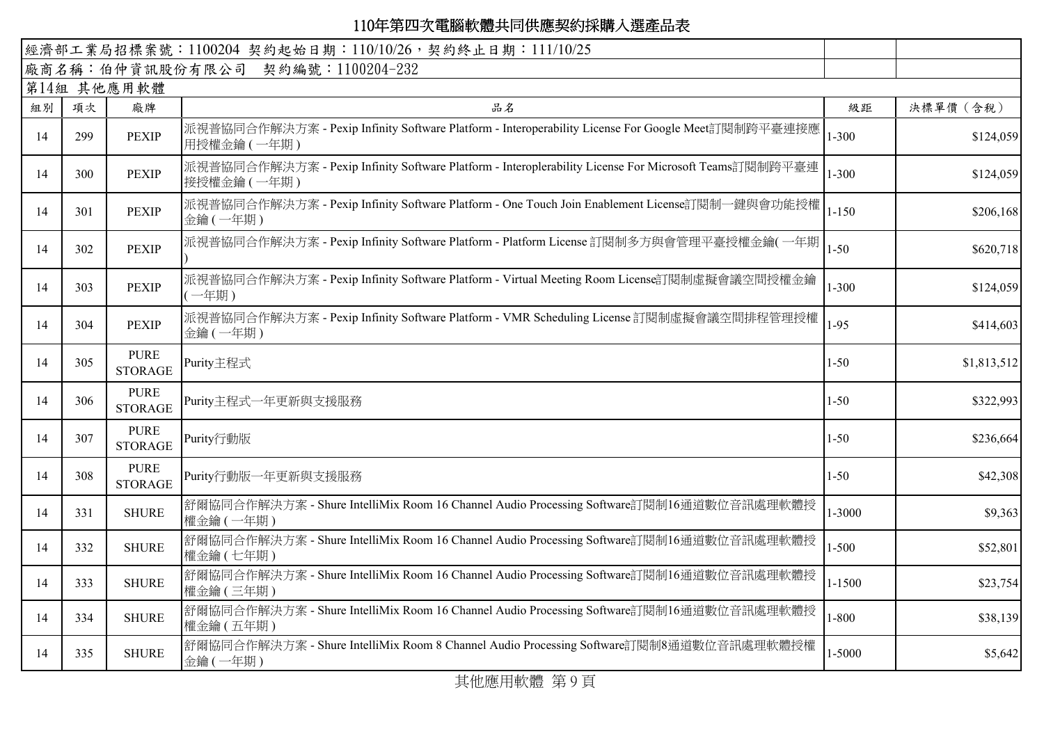# 110年第四次電腦軟體共同供應契約採購入選產品表

經濟部工業局招標案號：1100204 契約起始日期：110/10/26，契約終止日期：111/10/25

廠商名稱：伯仲資訊股份有限公司　契約編號：1100204-232

第14組 其他應用軟體

| 組別 | 項次 | 廠牌 | 品名 | 級距 | 決標單價（含稅） |
|---|---|---|---|---|---|
| 14 | 299 | PEXIP | 派視普協同合作解決方案 - Pexip Infinity Software Platform - Interoperability License For Google Meet訂閱制跨平臺連接應用授權金鑰 ( 一年期 ) | 1-300 | $124,059 |
| 14 | 300 | PEXIP | 派視普協同合作解決方案 - Pexip Infinity Software Platform - Interoplerability License For Microsoft Teams訂閱制跨平臺連接授權金鑰 ( 一年期 ) | 1-300 | $124,059 |
| 14 | 301 | PEXIP | 派視普協同合作解決方案 - Pexip Infinity Software Platform - One Touch Join Enablement License訂閱制一鍵與會功能授權金鑰 ( 一年期 ) | 1-150 | $206,168 |
| 14 | 302 | PEXIP | 派視普協同合作解決方案 - Pexip Infinity Software Platform - Platform License 訂閱制多方與會管理平臺授權金鑰( 一年期 ) | 1-50 | $620,718 |
| 14 | 303 | PEXIP | 派視普協同合作解決方案 - Pexip Infinity Software Platform - Virtual Meeting Room License訂閱制虛擬會議空間授權金鑰 ( 一年期 ) | 1-300 | $124,059 |
| 14 | 304 | PEXIP | 派視普協同合作解決方案 - Pexip Infinity Software Platform - VMR Scheduling License 訂閱制虛擬會議空間排程管理授權金鑰 ( 一年期 ) | 1-95 | $414,603 |
| 14 | 305 | PURE STORAGE | Purity主程式 | 1-50 | $1,813,512 |
| 14 | 306 | PURE STORAGE | Purity主程式一年更新與支援服務 | 1-50 | $322,993 |
| 14 | 307 | PURE STORAGE | Purity行動版 | 1-50 | $236,664 |
| 14 | 308 | PURE STORAGE | Purity行動版一年更新與支援服務 | 1-50 | $42,308 |
| 14 | 331 | SHURE | 舒爾協同合作解決方案 - Shure IntelliMix Room 16 Channel Audio Processing Software訂閱制16通道數位音訊處理軟體授權金鑰 ( 一年期 ) | 1-3000 | $9,363 |
| 14 | 332 | SHURE | 舒爾協同合作解決方案 - Shure IntelliMix Room 16 Channel Audio Processing Software訂閱制16通道數位音訊處理軟體授權金鑰 ( 七年期 ) | 1-500 | $52,801 |
| 14 | 333 | SHURE | 舒爾協同合作解決方案 - Shure IntelliMix Room 16 Channel Audio Processing Software訂閱制16通道數位音訊處理軟體授權金鑰 ( 三年期 ) | 1-1500 | $23,754 |
| 14 | 334 | SHURE | 舒爾協同合作解決方案 - Shure IntelliMix Room 16 Channel Audio Processing Software訂閱制16通道數位音訊處理軟體授權金鑰 ( 五年期 ) | 1-800 | $38,139 |
| 14 | 335 | SHURE | 舒爾協同合作解決方案 - Shure IntelliMix Room 8 Channel Audio Processing Software訂閱制8通道數位音訊處理軟體授權金鑰 ( 一年期 ) | 1-5000 | $5,642 |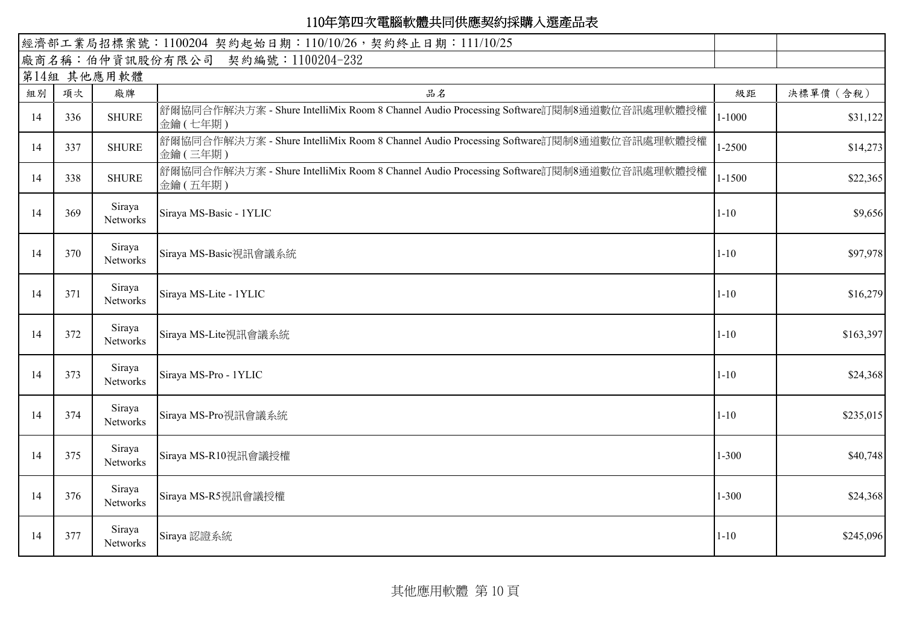# 110年第四次電腦軟體共同供應契約採購入選產品表

經濟部工業局招標案號：1100204 契約起始日期：110/10/26，契約終止日期：111/10/25

廠商名稱：伯仲資訊股份有限公司　契約編號：1100204-232

第14組 其他應用軟體

| 組別 | 項次 | 廠牌 | 品名 | 級距 | 決標單價（含稅） |
|---|---|---|---|---|---|
| 14 | 336 | SHURE | 舒爾協同合作解決方案 - Shure IntelliMix Room 8 Channel Audio Processing Software訂閱制8通道數位音訊處理軟體授權金鑰(七年期) | 1-1000 | $31,122 |
| 14 | 337 | SHURE | 舒爾協同合作解決方案 - Shure IntelliMix Room 8 Channel Audio Processing Software訂閱制8通道數位音訊處理軟體授權金鑰(三年期) | 1-2500 | $14,273 |
| 14 | 338 | SHURE | 舒爾協同合作解決方案 - Shure IntelliMix Room 8 Channel Audio Processing Software訂閱制8通道數位音訊處理軟體授權金鑰(五年期) | 1-1500 | $22,365 |
| 14 | 369 | Siraya Networks | Siraya MS-Basic - 1YLIC | 1-10 | $9,656 |
| 14 | 370 | Siraya Networks | Siraya MS-Basic視訊會議系統 | 1-10 | $97,978 |
| 14 | 371 | Siraya Networks | Siraya MS-Lite - 1YLIC | 1-10 | $16,279 |
| 14 | 372 | Siraya Networks | Siraya MS-Lite視訊會議系統 | 1-10 | $163,397 |
| 14 | 373 | Siraya Networks | Siraya MS-Pro - 1YLIC | 1-10 | $24,368 |
| 14 | 374 | Siraya Networks | Siraya MS-Pro視訊會議系統 | 1-10 | $235,015 |
| 14 | 375 | Siraya Networks | Siraya MS-R10視訊會議授權 | 1-300 | $40,748 |
| 14 | 376 | Siraya Networks | Siraya MS-R5視訊會議授權 | 1-300 | $24,368 |
| 14 | 377 | Siraya Networks | Siraya 認證系統 | 1-10 | $245,096 |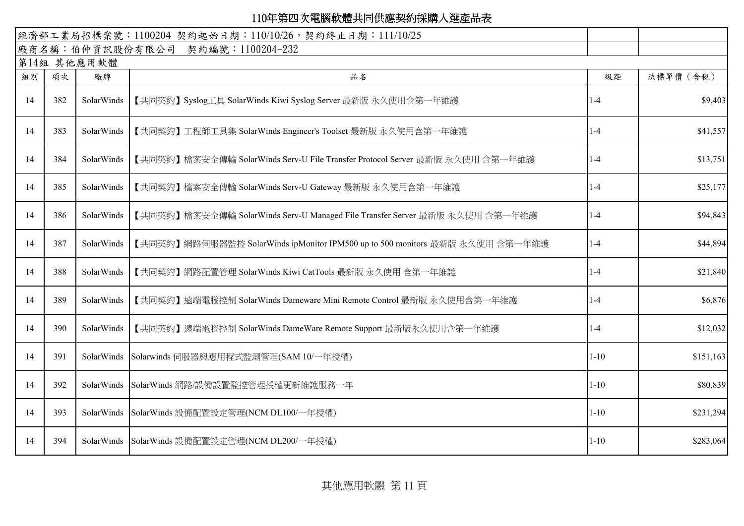# 110年第四次電腦軟體共同供應契約採購入選產品表

經濟部工業局招標案號：1100204 契約起始日期：110/10/26，契約終止日期：111/10/25

廠商名稱：伯仲資訊股份有限公司　契約編號：1100204-232

第14組 其他應用軟體

| 組別 | 項次 | 廠牌 | 品名 | 級距 | 決標單價（含稅） |
|---|---|---|---|---|---|
| 14 | 382 | SolarWinds | 【共同契約】Syslog工具 SolarWinds Kiwi Syslog Server 最新版 永久使用含第一年維護 | 1-4 | $9,403 |
| 14 | 383 | SolarWinds | 【共同契約】工程師工具集 SolarWinds Engineer's Toolset 最新版 永久使用含第一年維護 | 1-4 | $41,557 |
| 14 | 384 | SolarWinds | 【共同契約】檔案安全傳輸 SolarWinds Serv-U File Transfer Protocol Server 最新版 永久使用 含第一年維護 | 1-4 | $13,751 |
| 14 | 385 | SolarWinds | 【共同契約】檔案安全傳輸 SolarWinds Serv-U Gateway 最新版 永久使用含第一年維護 | 1-4 | $25,177 |
| 14 | 386 | SolarWinds | 【共同契約】檔案安全傳輸 SolarWinds Serv-U Managed File Transfer Server 最新版 永久使用 含第一年維護 | 1-4 | $94,843 |
| 14 | 387 | SolarWinds | 【共同契約】網路伺服器監控 SolarWinds ipMonitor IPM500 up to 500 monitors 最新版 永久使用 含第一年維護 | 1-4 | $44,894 |
| 14 | 388 | SolarWinds | 【共同契約】網路配置管理 SolarWinds Kiwi CatTools 最新版 永久使用 含第一年維護 | 1-4 | $21,840 |
| 14 | 389 | SolarWinds | 【共同契約】遠端電腦控制 SolarWinds Dameware Mini Remote Control 最新版 永久使用含第一年維護 | 1-4 | $6,876 |
| 14 | 390 | SolarWinds | 【共同契約】遠端電腦控制 SolarWinds DameWare Remote Support 最新版永久使用含第一年維護 | 1-4 | $12,032 |
| 14 | 391 | SolarWinds | Solarwinds 伺服器與應用程式監測管理(SAM 10/一年授權) | 1-10 | $151,163 |
| 14 | 392 | SolarWinds | SolarWinds 網路/設備設置監控管理授權更新維護服務一年 | 1-10 | $80,839 |
| 14 | 393 | SolarWinds | SolarWinds 設備配置設定管理(NCM DL100/一年授權) | 1-10 | $231,294 |
| 14 | 394 | SolarWinds | SolarWinds 設備配置設定管理(NCM DL200/一年授權) | 1-10 | $283,064 |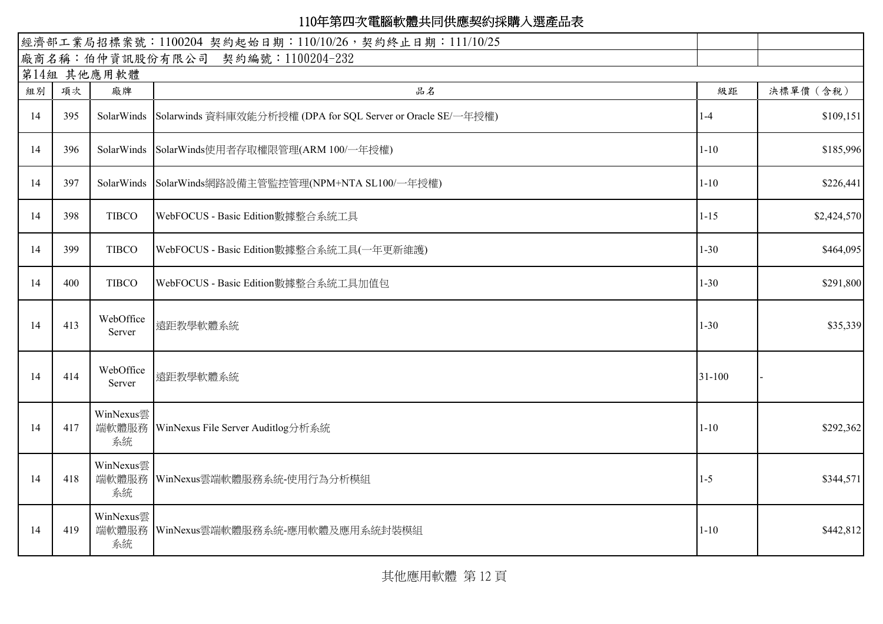# 110年第四次電腦軟體共同供應契約採購入選產品表

經濟部工業局招標案號：1100204 契約起始日期：110/10/26，契約終止日期：111/10/25

廠商名稱：伯仲資訊股份有限公司　契約編號：1100204-232

第14組 其他應用軟體

| 組別 | 項次 | 廠牌 | 品名 | 級距 | 決標單價（含稅） |
|---|---|---|---|---|---|
| 14 | 395 | SolarWinds | Solarwinds 資料庫效能分析授權 (DPA for SQL Server or Oracle SE/一年授權) | 1-4 | $109,151 |
| 14 | 396 | SolarWinds | SolarWinds使用者存取權限管理(ARM 100/一年授權) | 1-10 | $185,996 |
| 14 | 397 | SolarWinds | SolarWinds網路設備主管監控管理(NPM+NTA SL100/一年授權) | 1-10 | $226,441 |
| 14 | 398 | TIBCO | WebFOCUS - Basic Edition數據整合系統工具 | 1-15 | $2,424,570 |
| 14 | 399 | TIBCO | WebFOCUS - Basic Edition數據整合系統工具(一年更新維護) | 1-30 | $464,095 |
| 14 | 400 | TIBCO | WebFOCUS - Basic Edition數據整合系統工具加值包 | 1-30 | $291,800 |
| 14 | 413 | WebOffice Server | 遠距教學軟體系統 | 1-30 | $35,339 |
| 14 | 414 | WebOffice Server | 遠距教學軟體系統 | 31-100 | - |
| 14 | 417 | WinNexus雲端軟體服務系統 | WinNexus File Server Auditlog分析系統 | 1-10 | $292,362 |
| 14 | 418 | WinNexus雲端軟體服務系統 | WinNexus雲端軟體服務系統-使用行為分析模組 | 1-5 | $344,571 |
| 14 | 419 | WinNexus雲端軟體服務系統 | WinNexus雲端軟體服務系統-應用軟體及應用系統封裝模組 | 1-10 | $442,812 |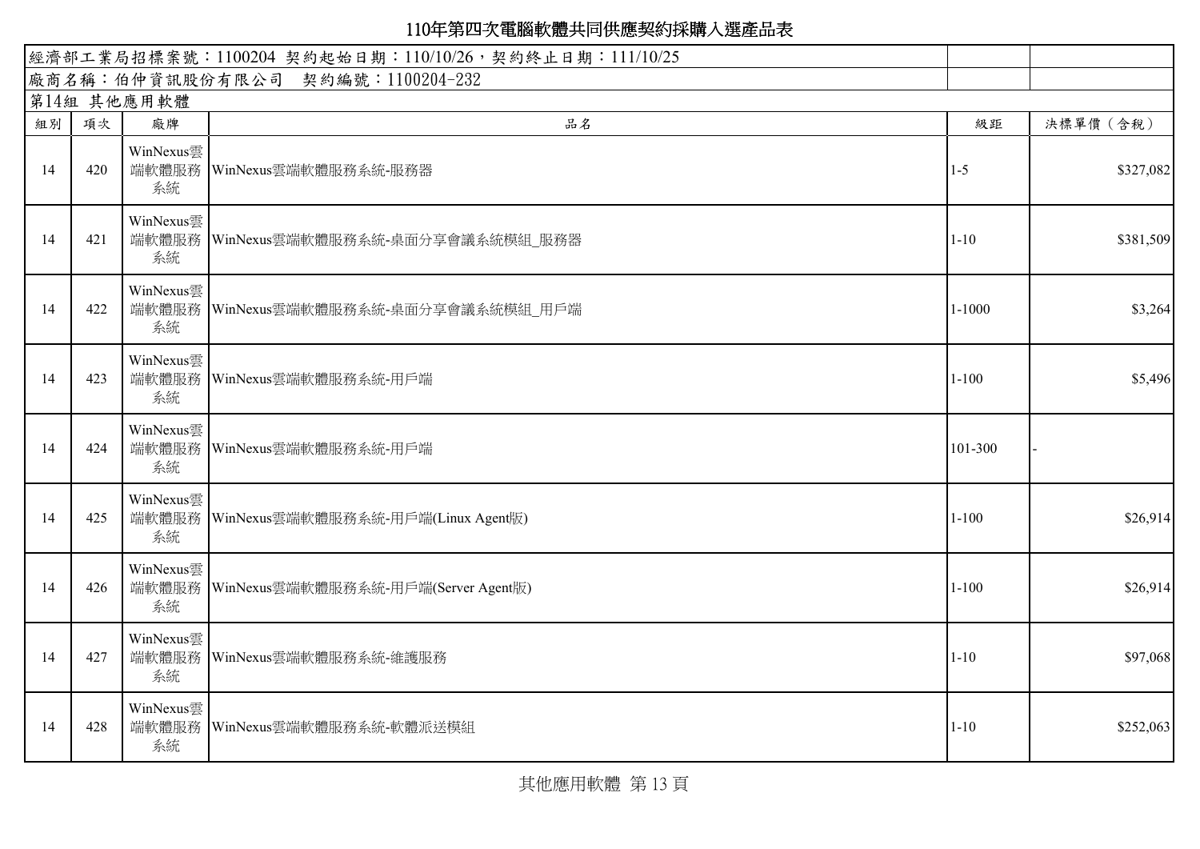# 110年第四次電腦軟體共同供應契約採購入選產品表

經濟部工業局招標案號：1100204 契約起始日期：110/10/26，契約終止日期：111/10/25

廠商名稱：伯仲資訊股份有限公司　契約編號：1100204-232

第14組 其他應用軟體

| 組別 | 項次 | 廠牌 | 品名 | 級距 | 決標單價（含稅） |
|---|---|---|---|---|---|
| 14 | 420 | WinNexus雲端軟體服務系統 | WinNexus雲端軟體服務系統-服務器 | 1-5 | $327,082 |
| 14 | 421 | WinNexus雲端軟體服務系統 | WinNexus雲端軟體服務系統-桌面分享會議系統模組_服務器 | 1-10 | $381,509 |
| 14 | 422 | WinNexus雲端軟體服務系統 | WinNexus雲端軟體服務系統-桌面分享會議系統模組_用戶端 | 1-1000 | $3,264 |
| 14 | 423 | WinNexus雲端軟體服務系統 | WinNexus雲端軟體服務系統-用戶端 | 1-100 | $5,496 |
| 14 | 424 | WinNexus雲端軟體服務系統 | WinNexus雲端軟體服務系統-用戶端 | 101-300 | - |
| 14 | 425 | WinNexus雲端軟體服務系統 | WinNexus雲端軟體服務系統-用戶端(Linux Agent版) | 1-100 | $26,914 |
| 14 | 426 | WinNexus雲端軟體服務系統 | WinNexus雲端軟體服務系統-用戶端(Server Agent版) | 1-100 | $26,914 |
| 14 | 427 | WinNexus雲端軟體服務系統 | WinNexus雲端軟體服務系統-維護服務 | 1-10 | $97,068 |
| 14 | 428 | WinNexus雲端軟體服務系統 | WinNexus雲端軟體服務系統-軟體派送模組 | 1-10 | $252,063 |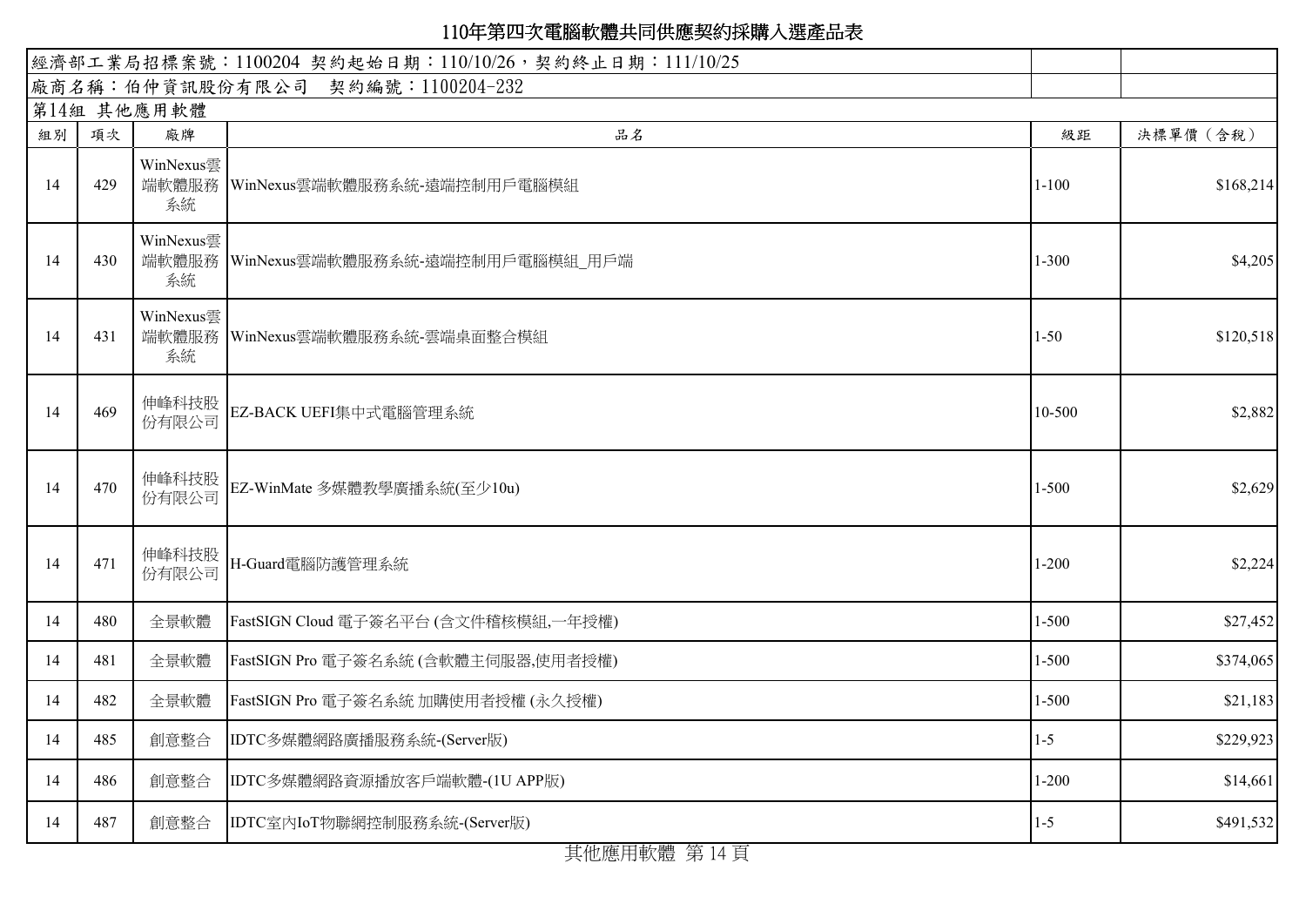# 110年第四次電腦軟體共同供應契約採購入選產品表

經濟部工業局招標案號：1100204 契約起始日期：110/10/26，契約終止日期：111/10/25

廠商名稱：伯仲資訊股份有限公司　契約編號：1100204-232

第14組 其他應用軟體

| 組別 | 項次 | 廠牌 | 品名 | 級距 | 決標單價（含稅） |
|---|---|---|---|---|---|
| 14 | 429 | WinNexus雲端軟體服務系統 | WinNexus雲端軟體服務系統-遠端控制用戶電腦模組 | 1-100 | $168,214 |
| 14 | 430 | WinNexus雲端軟體服務系統 | WinNexus雲端軟體服務系統-遠端控制用戶電腦模組_用戶端 | 1-300 | $4,205 |
| 14 | 431 | WinNexus雲端軟體服務系統 | WinNexus雲端軟體服務系統-雲端桌面整合模組 | 1-50 | $120,518 |
| 14 | 469 | 伸峰科技股份有限公司 | EZ-BACK UEFI集中式電腦管理系統 | 10-500 | $2,882 |
| 14 | 470 | 伸峰科技股份有限公司 | EZ-WinMate 多媒體教學廣播系統(至少10u) | 1-500 | $2,629 |
| 14 | 471 | 伸峰科技股份有限公司 | H-Guard電腦防護管理系統 | 1-200 | $2,224 |
| 14 | 480 | 全景軟體 | FastSIGN Cloud 電子簽名平台 (含文件稽核模組,一年授權) | 1-500 | $27,452 |
| 14 | 481 | 全景軟體 | FastSIGN Pro 電子簽名系統 (含軟體主伺服器,使用者授權) | 1-500 | $374,065 |
| 14 | 482 | 全景軟體 | FastSIGN Pro 電子簽名系統 加購使用者授權 (永久授權) | 1-500 | $21,183 |
| 14 | 485 | 創意整合 | IDTC多媒體網路廣播服務系統-(Server版) | 1-5 | $229,923 |
| 14 | 486 | 創意整合 | IDTC多媒體網路資源播放客戶端軟體-(1U APP版) | 1-200 | $14,661 |
| 14 | 487 | 創意整合 | IDTC室內IoT物聯網控制服務系統-(Server版) | 1-5 | $491,532 |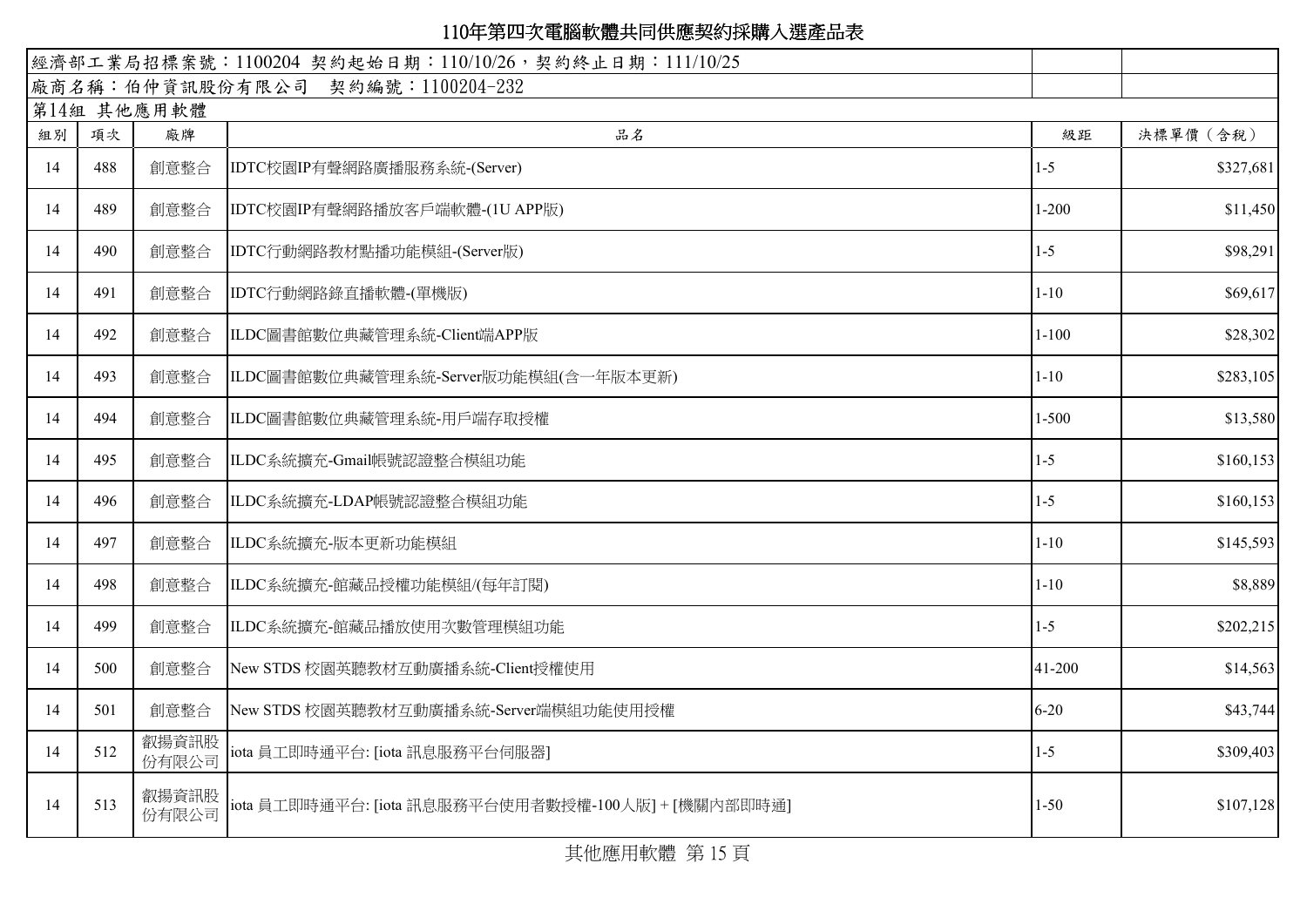# 110年第四次電腦軟體共同供應契約採購入選產品表

| 經濟部工業局招標案號：1100204 契約起始日期：110/10/26，契約終止日期：111/10/25 | | | | | |
|---|---|---|---|---|---|
| 廠商名稱：伯仲資訊股份有限公司 契約編號：1100204-232 | | | | | |
| 第14組 其他應用軟體 | | | | | |
| 組別 | 項次 | 廠牌 | 品名 | 級距 | 決標單價（含稅） |
| 14 | 488 | 創意整合 | IDTC校園IP有聲網路廣播服務系統-(Server) | 1-5 | $327,681 |
| 14 | 489 | 創意整合 | IDTC校園IP有聲網路播放客戶端軟體-(1U APP版) | 1-200 | $11,450 |
| 14 | 490 | 創意整合 | IDTC行動網路教材點播功能模組-(Server版) | 1-5 | $98,291 |
| 14 | 491 | 創意整合 | IDTC行動網路錄直播軟體-(單機版) | 1-10 | $69,617 |
| 14 | 492 | 創意整合 | ILDC圖書館數位典藏管理系統-Client端APP版 | 1-100 | $28,302 |
| 14 | 493 | 創意整合 | ILDC圖書館數位典藏管理系統-Server版功能模組(含一年版本更新) | 1-10 | $283,105 |
| 14 | 494 | 創意整合 | ILDC圖書館數位典藏管理系統-用戶端存取授權 | 1-500 | $13,580 |
| 14 | 495 | 創意整合 | ILDC系統擴充-Gmail帳號認證整合模組功能 | 1-5 | $160,153 |
| 14 | 496 | 創意整合 | ILDC系統擴充-LDAP帳號認證整合模組功能 | 1-5 | $160,153 |
| 14 | 497 | 創意整合 | ILDC系統擴充-版本更新功能模組 | 1-10 | $145,593 |
| 14 | 498 | 創意整合 | ILDC系統擴充-館藏品授權功能模組/(每年訂閱) | 1-10 | $8,889 |
| 14 | 499 | 創意整合 | ILDC系統擴充-館藏品播放使用次數管理模組功能 | 1-5 | $202,215 |
| 14 | 500 | 創意整合 | New STDS 校園英聽教材互動廣播系統-Client授權使用 | 41-200 | $14,563 |
| 14 | 501 | 創意整合 | New STDS 校園英聽教材互動廣播系統-Server端模組功能使用授權 | 6-20 | $43,744 |
| 14 | 512 | 叡揚資訊股份有限公司 | iota 員工即時通平台: [iota 訊息服務平台伺服器] | 1-5 | $309,403 |
| 14 | 513 | 叡揚資訊股份有限公司 | iota 員工即時通平台: [iota 訊息服務平台使用者數授權-100人版] + [機關內部即時通] | 1-50 | $107,128 |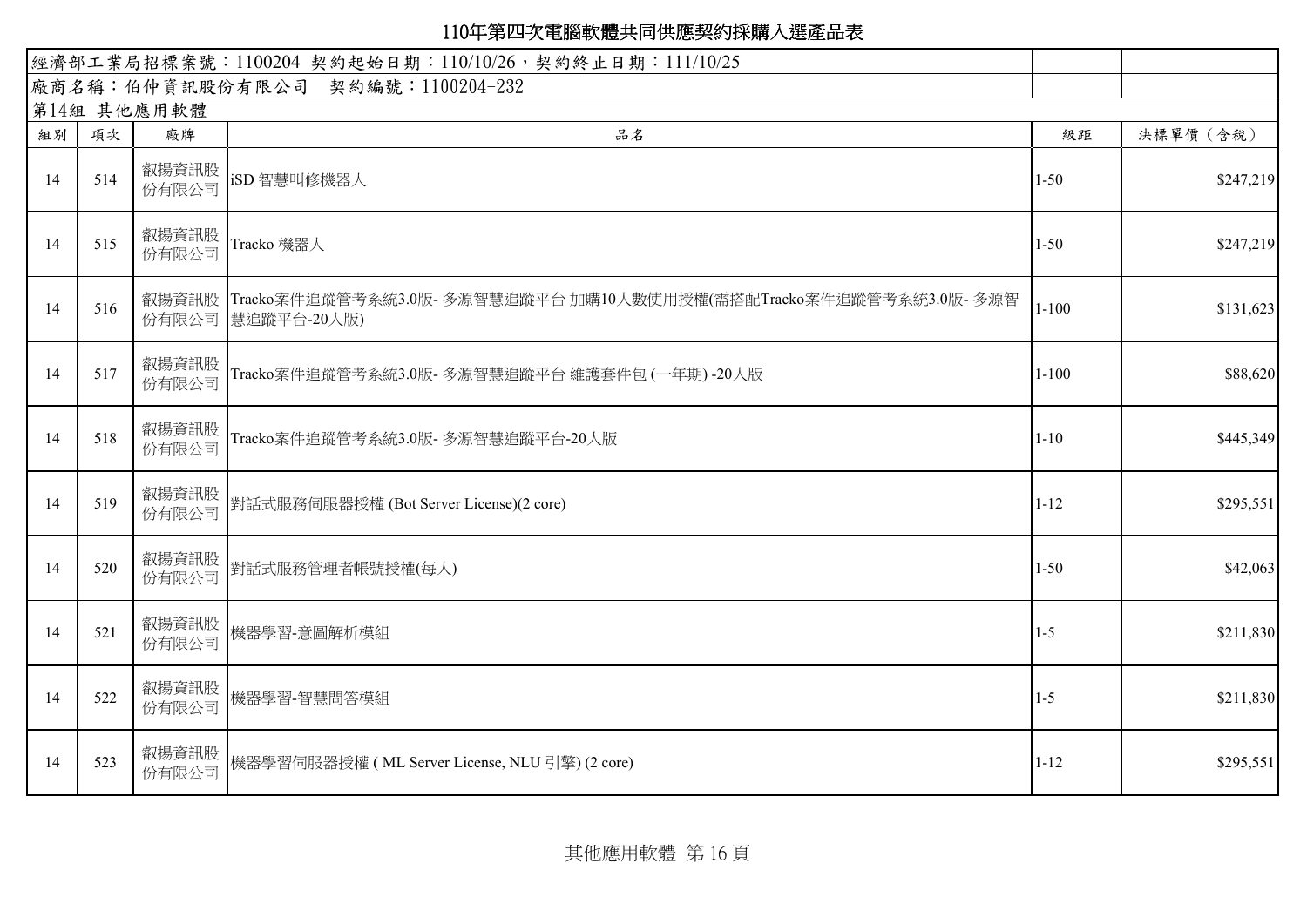# 110年第四次電腦軟體共同供應契約採購入選產品表

經濟部工業局招標案號：1100204 契約起始日期：110/10/26，契約終止日期：111/10/25

廠商名稱：伯仲資訊股份有限公司　契約編號：1100204-232

第14組 其他應用軟體

| 組別 | 項次 | 廠牌 | 品名 | 級距 | 決標單價（含稅） |
|---|---|---|---|---|---|
| 14 | 514 | 叡揚資訊股份有限公司 | iSD 智慧叫修機器人 | 1-50 | $247,219 |
| 14 | 515 | 叡揚資訊股份有限公司 | Tracko 機器人 | 1-50 | $247,219 |
| 14 | 516 | 叡揚資訊股份有限公司 | Tracko案件追蹤管考系統3.0版- 多源智慧追蹤平台 加購10人數使用授權(需搭配Tracko案件追蹤管考系統3.0版- 多源智慧追蹤平台-20人版) | 1-100 | $131,623 |
| 14 | 517 | 叡揚資訊股份有限公司 | Tracko案件追蹤管考系統3.0版- 多源智慧追蹤平台 維護套件包 (一年期) -20人版 | 1-100 | $88,620 |
| 14 | 518 | 叡揚資訊股份有限公司 | Tracko案件追蹤管考系統3.0版- 多源智慧追蹤平台-20人版 | 1-10 | $445,349 |
| 14 | 519 | 叡揚資訊股份有限公司 | 對話式服務伺服器授權 (Bot Server License)(2 core) | 1-12 | $295,551 |
| 14 | 520 | 叡揚資訊股份有限公司 | 對話式服務管理者帳號授權(每人) | 1-50 | $42,063 |
| 14 | 521 | 叡揚資訊股份有限公司 | 機器學習-意圖解析模組 | 1-5 | $211,830 |
| 14 | 522 | 叡揚資訊股份有限公司 | 機器學習-智慧問答模組 | 1-5 | $211,830 |
| 14 | 523 | 叡揚資訊股份有限公司 | 機器學習伺服器授權 ( ML Server License, NLU 引擎) (2 core) | 1-12 | $295,551 |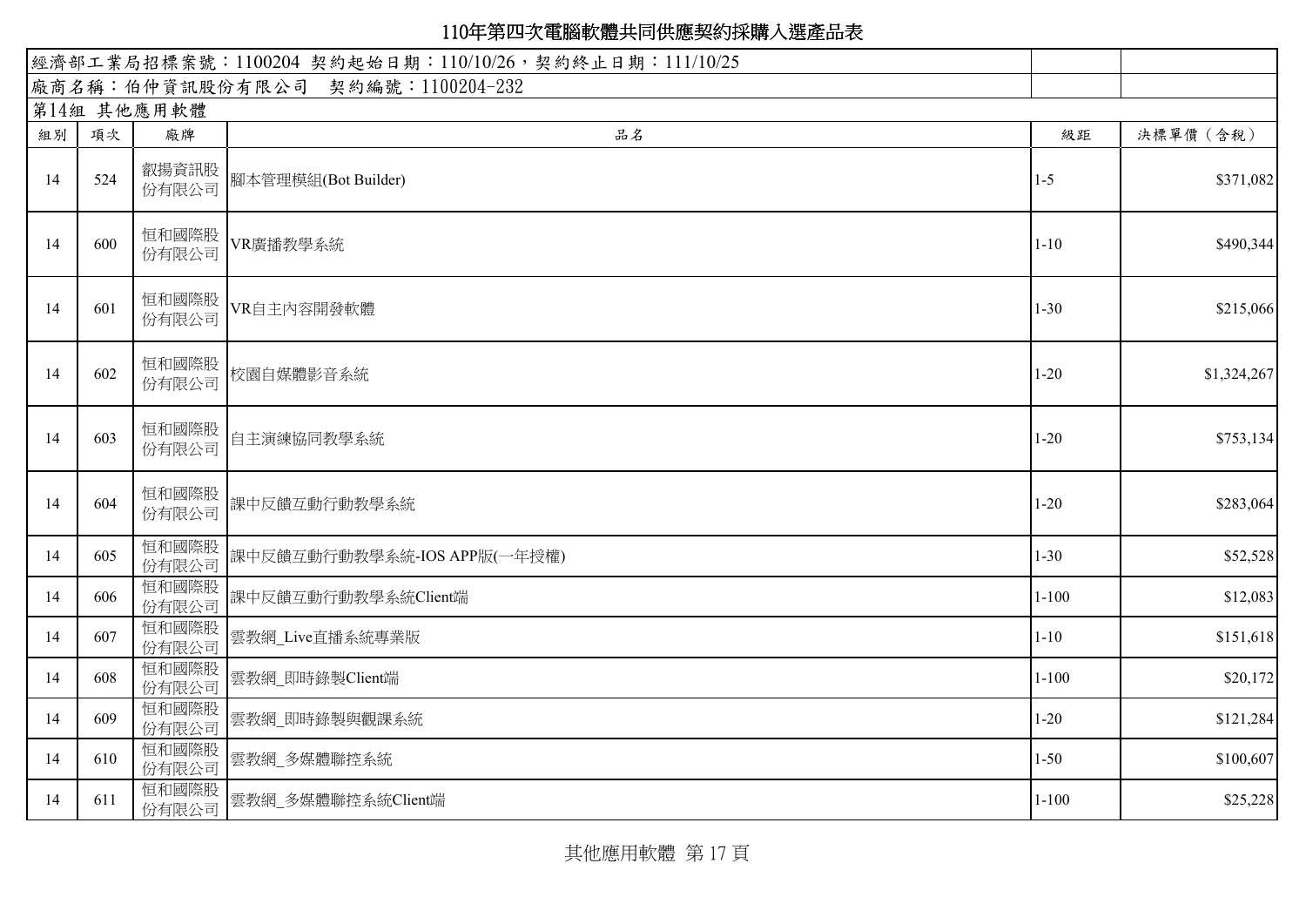# 110年第四次電腦軟體共同供應契約採購入選產品表

| 經濟部工業局招標案號：1100204 契約起始日期：110/10/26，契約終止日期：111/10/25 | | | | | |
|---|---|---|---|---|---|
| 廠商名稱：伯仲資訊股份有限公司 契約編號：1100204-232 | | | | | |
| 第14組 其他應用軟體 | | | | | |
| 組別 | 項次 | 廠牌 | 品名 | 級距 | 決標單價（含稅） |
| 14 | 524 | 叡揚資訊股份有限公司 | 腳本管理模組(Bot Builder) | 1-5 | $371,082 |
| 14 | 600 | 恒和國際股份有限公司 | VR廣播教學系統 | 1-10 | $490,344 |
| 14 | 601 | 恒和國際股份有限公司 | VR自主內容開發軟體 | 1-30 | $215,066 |
| 14 | 602 | 恒和國際股份有限公司 | 校園自媒體影音系統 | 1-20 | $1,324,267 |
| 14 | 603 | 恒和國際股份有限公司 | 自主演練協同教學系統 | 1-20 | $753,134 |
| 14 | 604 | 恒和國際股份有限公司 | 課中反饋互動行動教學系統 | 1-20 | $283,064 |
| 14 | 605 | 恒和國際股份有限公司 | 課中反饋互動行動教學系統-IOS APP版(一年授權) | 1-30 | $52,528 |
| 14 | 606 | 恒和國際股份有限公司 | 課中反饋互動行動教學系統Client端 | 1-100 | $12,083 |
| 14 | 607 | 恒和國際股份有限公司 | 雲教網_Live直播系統專業版 | 1-10 | $151,618 |
| 14 | 608 | 恒和國際股份有限公司 | 雲教網_即時錄製Client端 | 1-100 | $20,172 |
| 14 | 609 | 恒和國際股份有限公司 | 雲教網_即時錄製與觀課系統 | 1-20 | $121,284 |
| 14 | 610 | 恒和國際股份有限公司 | 雲教網_多媒體聯控系統 | 1-50 | $100,607 |
| 14 | 611 | 恒和國際股份有限公司 | 雲教網_多媒體聯控系統Client端 | 1-100 | $25,228 |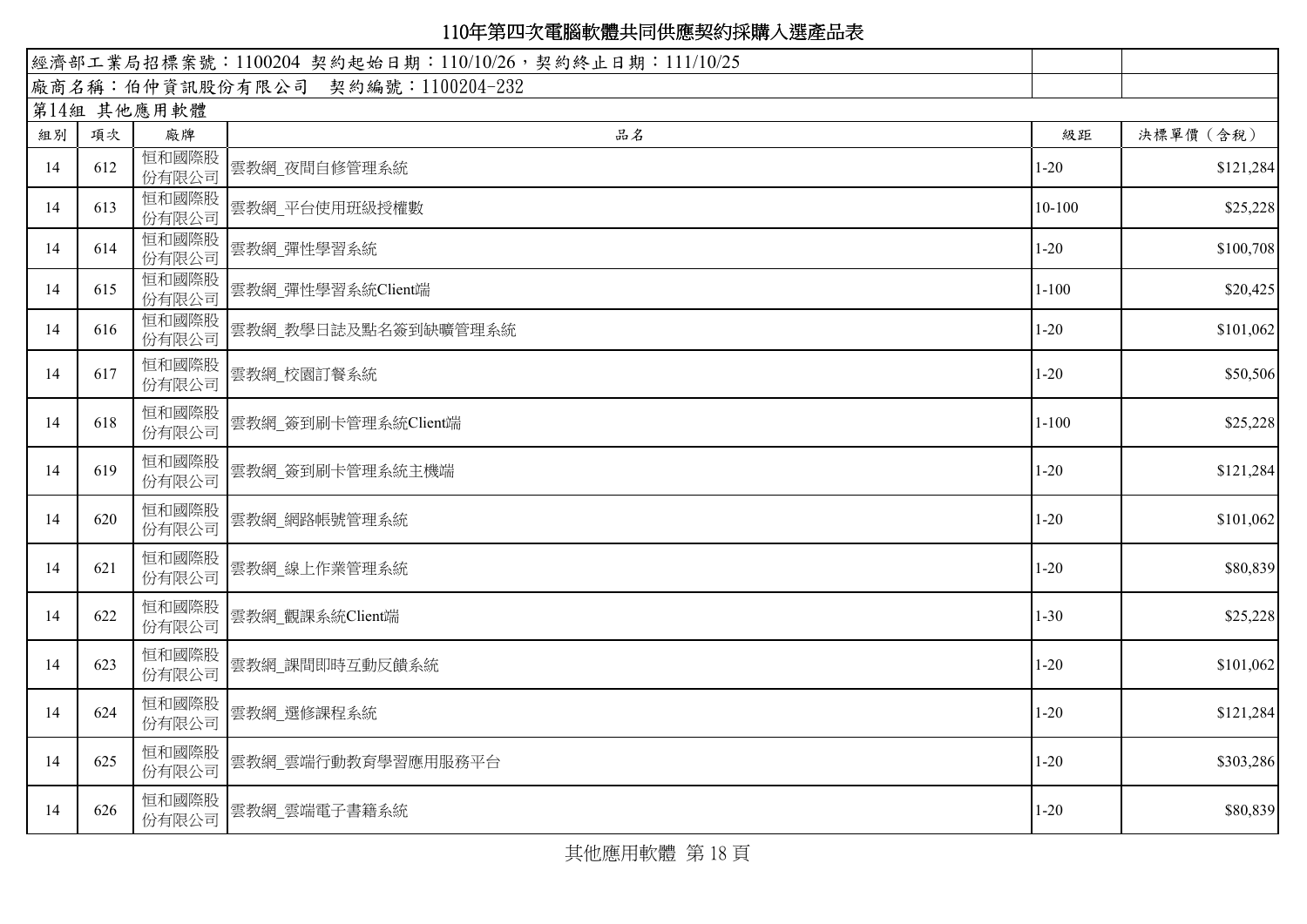# 110年第四次電腦軟體共同供應契約採購入選產品表

經濟部工業局招標案號：1100204 契約起始日期：110/10/26，契約終止日期：111/10/25

廠商名稱：伯仲資訊股份有限公司 契約編號：1100204-232

第14組 其他應用軟體

| 組別 | 項次 | 廠牌 | 品名 | 級距 | 決標單價（含稅） |
|---|---|---|---|---|---|
| 14 | 612 | 恒和國際股份有限公司 | 雲教網_夜間自修管理系統 | 1-20 | $121,284 |
| 14 | 613 | 恒和國際股份有限公司 | 雲教網_平台使用班級授權數 | 10-100 | $25,228 |
| 14 | 614 | 恒和國際股份有限公司 | 雲教網_彈性學習系統 | 1-20 | $100,708 |
| 14 | 615 | 恒和國際股份有限公司 | 雲教網_彈性學習系統Client端 | 1-100 | $20,425 |
| 14 | 616 | 恒和國際股份有限公司 | 雲教網_教學日誌及點名簽到缺曠管理系統 | 1-20 | $101,062 |
| 14 | 617 | 恒和國際股份有限公司 | 雲教網_校園訂餐系統 | 1-20 | $50,506 |
| 14 | 618 | 恒和國際股份有限公司 | 雲教網_簽到刷卡管理系統Client端 | 1-100 | $25,228 |
| 14 | 619 | 恒和國際股份有限公司 | 雲教網_簽到刷卡管理系統主機端 | 1-20 | $121,284 |
| 14 | 620 | 恒和國際股份有限公司 | 雲教網_網路帳號管理系統 | 1-20 | $101,062 |
| 14 | 621 | 恒和國際股份有限公司 | 雲教網_線上作業管理系統 | 1-20 | $80,839 |
| 14 | 622 | 恒和國際股份有限公司 | 雲教網_觀課系統Client端 | 1-30 | $25,228 |
| 14 | 623 | 恒和國際股份有限公司 | 雲教網_課間即時互動反饋系統 | 1-20 | $101,062 |
| 14 | 624 | 恒和國際股份有限公司 | 雲教網_選修課程系統 | 1-20 | $121,284 |
| 14 | 625 | 恒和國際股份有限公司 | 雲教網_雲端行動教育學習應用服務平台 | 1-20 | $303,286 |
| 14 | 626 | 恒和國際股份有限公司 | 雲教網_雲端電子書籍系統 | 1-20 | $80,839 |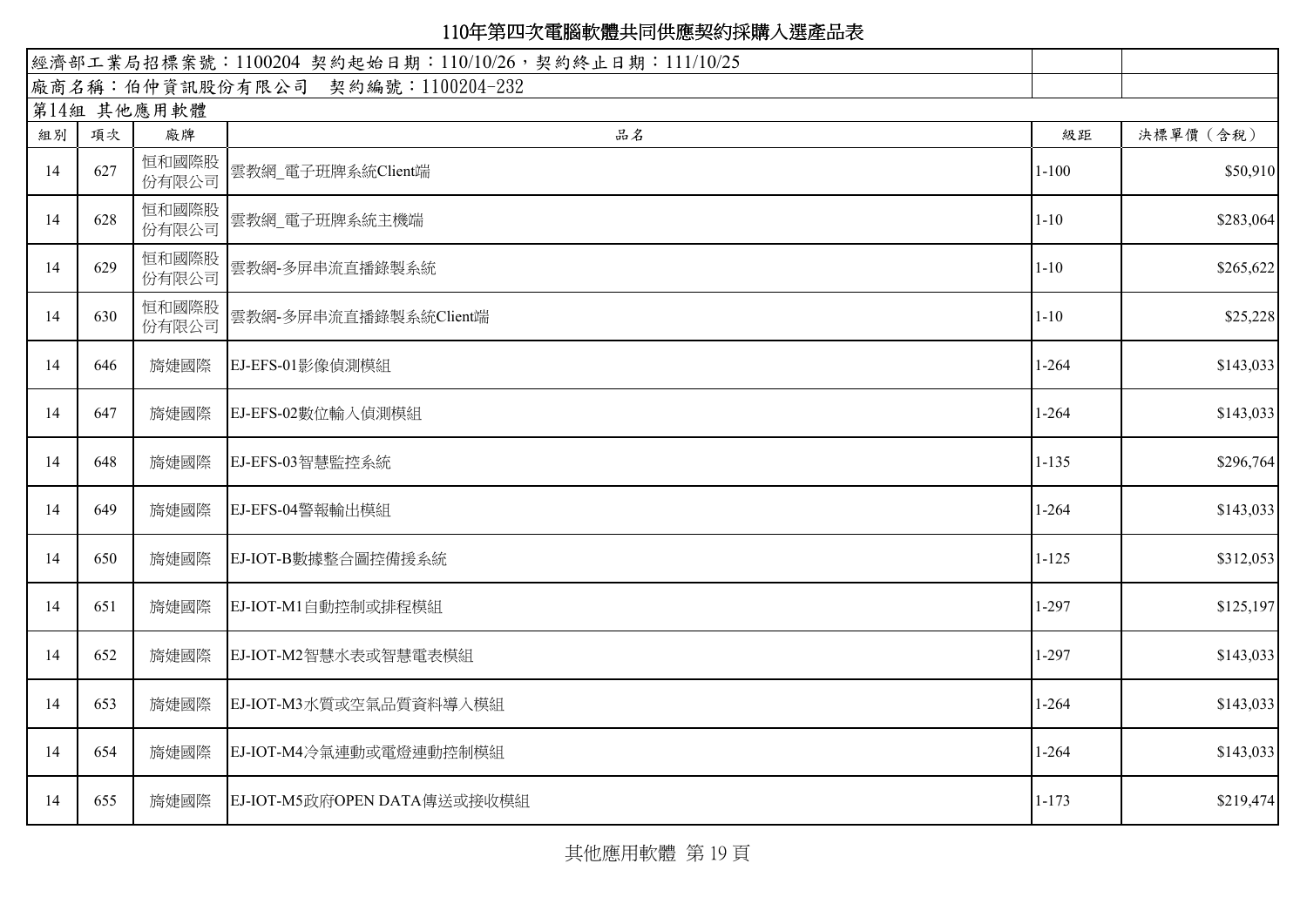# 110年第四次電腦軟體共同供應契約採購入選產品表

經濟部工業局招標案號：1100204 契約起始日期：110/10/26，契約終止日期：111/10/25

廠商名稱：伯仲資訊股份有限公司　契約編號：1100204-232

第14組 其他應用軟體

| 組別 | 項次 | 廠牌 | 品名 | 級距 | 決標單價（含稅） |
|---|---|---|---|---|---|
| 14 | 627 | 恒和國際股份有限公司 | 雲教網_電子班牌系統Client端 | 1-100 | $50,910 |
| 14 | 628 | 恒和國際股份有限公司 | 雲教網_電子班牌系統主機端 | 1-10 | $283,064 |
| 14 | 629 | 恒和國際股份有限公司 | 雲教網-多屏串流直播錄製系統 | 1-10 | $265,622 |
| 14 | 630 | 恒和國際股份有限公司 | 雲教網-多屏串流直播錄製系統Client端 | 1-10 | $25,228 |
| 14 | 646 | 旖婕國際 | EJ-EFS-01影像偵測模組 | 1-264 | $143,033 |
| 14 | 647 | 旖婕國際 | EJ-EFS-02數位輸入偵測模組 | 1-264 | $143,033 |
| 14 | 648 | 旖婕國際 | EJ-EFS-03智慧監控系統 | 1-135 | $296,764 |
| 14 | 649 | 旖婕國際 | EJ-EFS-04警報輸出模組 | 1-264 | $143,033 |
| 14 | 650 | 旖婕國際 | EJ-IOT-B數據整合圖控備援系統 | 1-125 | $312,053 |
| 14 | 651 | 旖婕國際 | EJ-IOT-M1自動控制或排程模組 | 1-297 | $125,197 |
| 14 | 652 | 旖婕國際 | EJ-IOT-M2智慧水表或智慧電表模組 | 1-297 | $143,033 |
| 14 | 653 | 旖婕國際 | EJ-IOT-M3水質或空氣品質資料導入模組 | 1-264 | $143,033 |
| 14 | 654 | 旖婕國際 | EJ-IOT-M4冷氣連動或電燈連動控制模組 | 1-264 | $143,033 |
| 14 | 655 | 旖婕國際 | EJ-IOT-M5政府OPEN DATA傳送或接收模組 | 1-173 | $219,474 |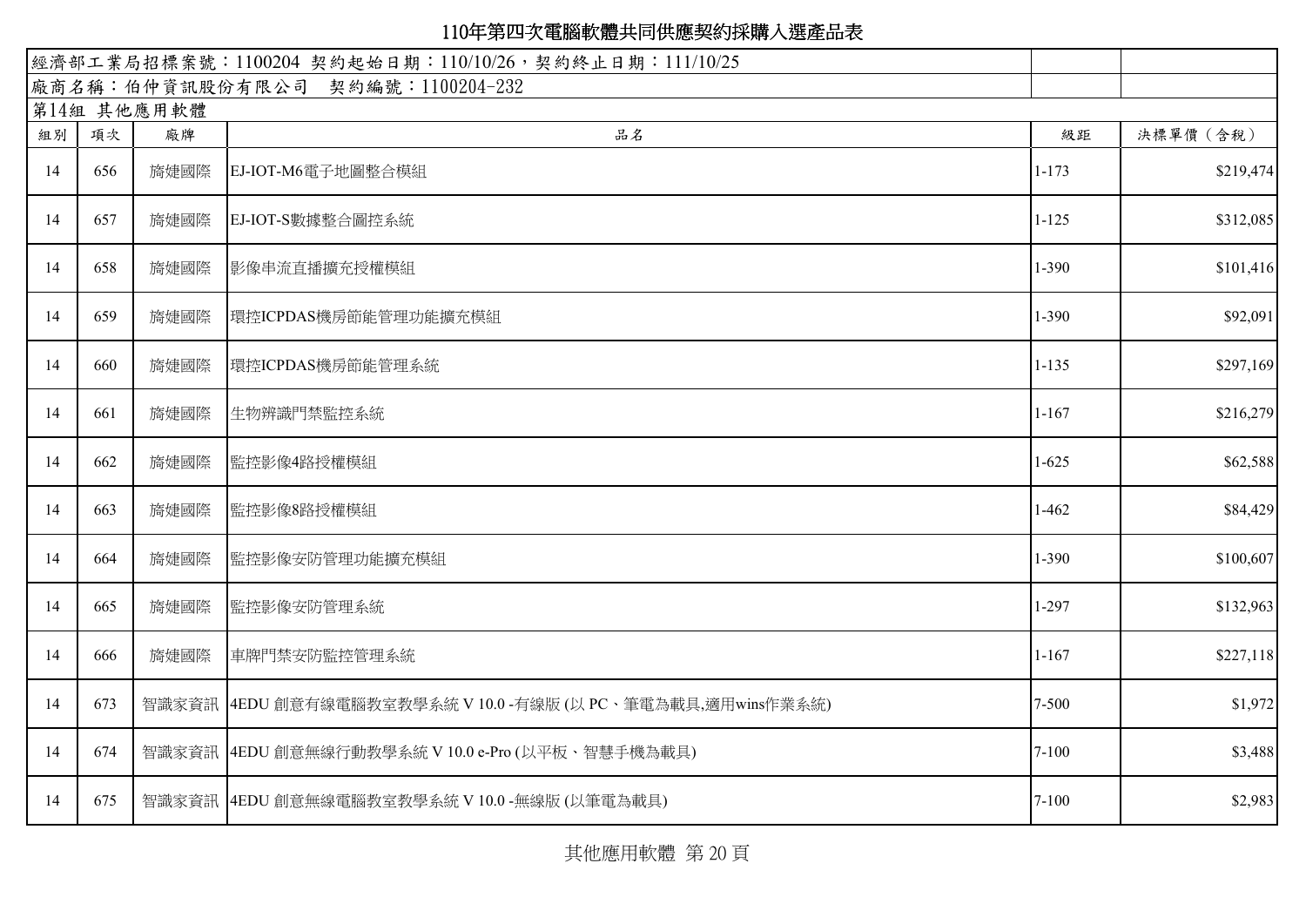# 110年第四次電腦軟體共同供應契約採購入選產品表

| 經濟部工業局招標案號：1100204 契約起始日期：110/10/26，契約終止日期：111/10/25 | | | | | |
|---|---|---|---|---|---|
| 廠商名稱：伯仲資訊股份有限公司 契約編號：1100204-232 | | | | | |
| 第14組 其他應用軟體 | | | | | |
| 組別 | 項次 | 廠牌 | 品名 | 級距 | 決標單價（含稅） |
| 14 | 656 | 旖婕國際 | EJ-IOT-M6電子地圖整合模組 | 1-173 | $219,474 |
| 14 | 657 | 旖婕國際 | EJ-IOT-S數據整合圖控系統 | 1-125 | $312,085 |
| 14 | 658 | 旖婕國際 | 影像串流直播擴充授權模組 | 1-390 | $101,416 |
| 14 | 659 | 旖婕國際 | 環控ICPDAS機房節能管理功能擴充模組 | 1-390 | $92,091 |
| 14 | 660 | 旖婕國際 | 環控ICPDAS機房節能管理系統 | 1-135 | $297,169 |
| 14 | 661 | 旖婕國際 | 生物辨識門禁監控系統 | 1-167 | $216,279 |
| 14 | 662 | 旖婕國際 | 監控影像4路授權模組 | 1-625 | $62,588 |
| 14 | 663 | 旖婕國際 | 監控影像8路授權模組 | 1-462 | $84,429 |
| 14 | 664 | 旖婕國際 | 監控影像安防管理功能擴充模組 | 1-390 | $100,607 |
| 14 | 665 | 旖婕國際 | 監控影像安防管理系統 | 1-297 | $132,963 |
| 14 | 666 | 旖婕國際 | 車牌門禁安防監控管理系統 | 1-167 | $227,118 |
| 14 | 673 | 智識家資訊 | 4EDU 創意有線電腦教室教學系統 V 10.0 -有線版 (以 PC、筆電為載具,適用wins作業系統) | 7-500 | $1,972 |
| 14 | 674 | 智識家資訊 | 4EDU 創意無線行動教學系統 V 10.0 e-Pro (以平板、智慧手機為載具) | 7-100 | $3,488 |
| 14 | 675 | 智識家資訊 | 4EDU 創意無線電腦教室教學系統 V 10.0 -無線版 (以筆電為載具) | 7-100 | $2,983 |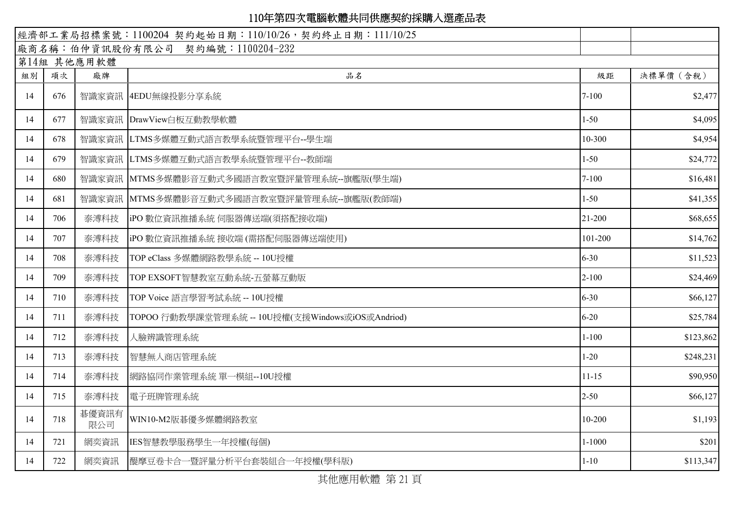# 110年第四次電腦軟體共同供應契約採購入選產品表

經濟部工業局招標案號：1100204 契約起始日期：110/10/26，契約終止日期：111/10/25

廠商名稱：伯仲資訊股份有限公司 契約編號：1100204-232

第14組 其他應用軟體

| 組別 | 項次 | 廠牌 | 品名 | 級距 | 決標單價（含稅） |
|---|---|---|---|---|---|
| 14 | 676 | 智識家資訊 | 4EDU無線投影分享系統 | 7-100 | $2,477 |
| 14 | 677 | 智識家資訊 | DrawView白板互動教學軟體 | 1-50 | $4,095 |
| 14 | 678 | 智識家資訊 | LTMS多媒體互動式語言教學系統暨管理平台--學生端 | 10-300 | $4,954 |
| 14 | 679 | 智識家資訊 | LTMS多媒體互動式語言教學系統暨管理平台--教師端 | 1-50 | $24,772 |
| 14 | 680 | 智識家資訊 | MTMS多媒體影音互動式多國語言教室暨評量管理系統--旗艦版(學生端) | 7-100 | $16,481 |
| 14 | 681 | 智識家資訊 | MTMS多媒體影音互動式多國語言教室暨評量管理系統--旗艦版(教師端) | 1-50 | $41,355 |
| 14 | 706 | 泰溥科技 | iPO 數位資訊推播系統 伺服器傳送端(須搭配接收端) | 21-200 | $68,655 |
| 14 | 707 | 泰溥科技 | iPO 數位資訊推播系統 接收端 (需搭配伺服器傳送端使用) | 101-200 | $14,762 |
| 14 | 708 | 泰溥科技 | TOP eClass 多媒體網路教學系統 -- 10U授權 | 6-30 | $11,523 |
| 14 | 709 | 泰溥科技 | TOP EXSOFT智慧教室互動系統-五螢幕互動版 | 2-100 | $24,469 |
| 14 | 710 | 泰溥科技 | TOP Voice 語言學習考試系統 -- 10U授權 | 6-30 | $66,127 |
| 14 | 711 | 泰溥科技 | TOPOO 行動教學課堂管理系統 -- 10U授權(支援Windows或iOS或Andriod) | 6-20 | $25,784 |
| 14 | 712 | 泰溥科技 | 人臉辨識管理系統 | 1-100 | $123,862 |
| 14 | 713 | 泰溥科技 | 智慧無人商店管理系統 | 1-20 | $248,231 |
| 14 | 714 | 泰溥科技 | 網路協同作業管理系統 單一模組--10U授權 | 11-15 | $90,950 |
| 14 | 715 | 泰溥科技 | 電子班牌管理系統 | 2-50 | $66,127 |
| 14 | 718 | 碁優資訊有限公司 | WIN10-M2版碁優多媒體網路教室 | 10-200 | $1,193 |
| 14 | 721 | 網奕資訊 | IES智慧教學服務學生一年授權(每個) | 1-1000 | $201 |
| 14 | 722 | 網奕資訊 | 醍摩豆卷卡合一暨評量分析平台套裝組合一年授權(學科版) | 1-10 | $113,347 |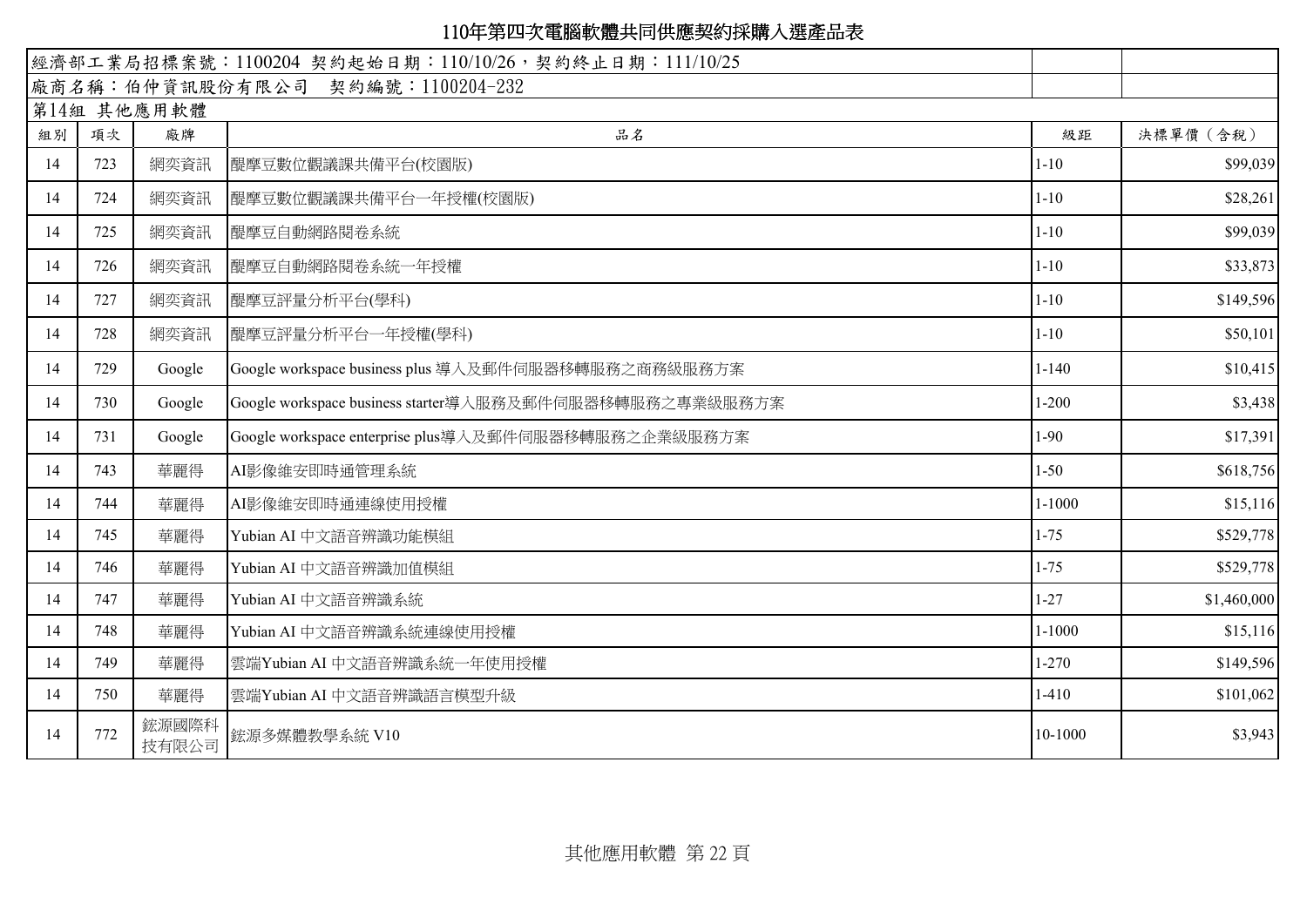# 110年第四次電腦軟體共同供應契約採購入選產品表

| 經濟部工業局招標案號：1100204 契約起始日期：110/10/26，契約終止日期：111/10/25 | | | | | |
|---|---|---|---|---|---|
| 廠商名稱：伯仲資訊股份有限公司　契約編號：1100204-232 | | | | | |
| 第14組 其他應用軟體 | | | | | |
| 組別 | 項次 | 廠牌 | 品名 | 級距 | 決標單價（含稅） |
| 14 | 723 | 網奕資訊 | 醍摩豆數位觀議課共備平台(校園版) | 1-10 | $99,039 |
| 14 | 724 | 網奕資訊 | 醍摩豆數位觀議課共備平台一年授權(校園版) | 1-10 | $28,261 |
| 14 | 725 | 網奕資訊 | 醍摩豆自動網路閱卷系統 | 1-10 | $99,039 |
| 14 | 726 | 網奕資訊 | 醍摩豆自動網路閱卷系統一年授權 | 1-10 | $33,873 |
| 14 | 727 | 網奕資訊 | 醍摩豆評量分析平台(學科) | 1-10 | $149,596 |
| 14 | 728 | 網奕資訊 | 醍摩豆評量分析平台一年授權(學科) | 1-10 | $50,101 |
| 14 | 729 | Google | Google workspace business plus 導入及郵件伺服器移轉服務之商務級服務方案 | 1-140 | $10,415 |
| 14 | 730 | Google | Google workspace business starter導入服務及郵件伺服器移轉服務之專業級服務方案 | 1-200 | $3,438 |
| 14 | 731 | Google | Google workspace enterprise plus導入及郵件伺服器移轉服務之企業級服務方案 | 1-90 | $17,391 |
| 14 | 743 | 華麗得 | AI影像維安即時通管理系統 | 1-50 | $618,756 |
| 14 | 744 | 華麗得 | AI影像維安即時通連線使用授權 | 1-1000 | $15,116 |
| 14 | 745 | 華麗得 | Yubian AI 中文語音辨識功能模組 | 1-75 | $529,778 |
| 14 | 746 | 華麗得 | Yubian AI 中文語音辨識加值模組 | 1-75 | $529,778 |
| 14 | 747 | 華麗得 | Yubian AI 中文語音辨識系統 | 1-27 | $1,460,000 |
| 14 | 748 | 華麗得 | Yubian AI 中文語音辨識系統連線使用授權 | 1-1000 | $15,116 |
| 14 | 749 | 華麗得 | 雲端Yubian AI 中文語音辨識系統一年使用授權 | 1-270 | $149,596 |
| 14 | 750 | 華麗得 | 雲端Yubian AI 中文語音辨識語言模型升級 | 1-410 | $101,062 |
| 14 | 772 | 鋐源國際科技有限公司 | 鋐源多媒體教學系統 V10 | 10-1000 | $3,943 |